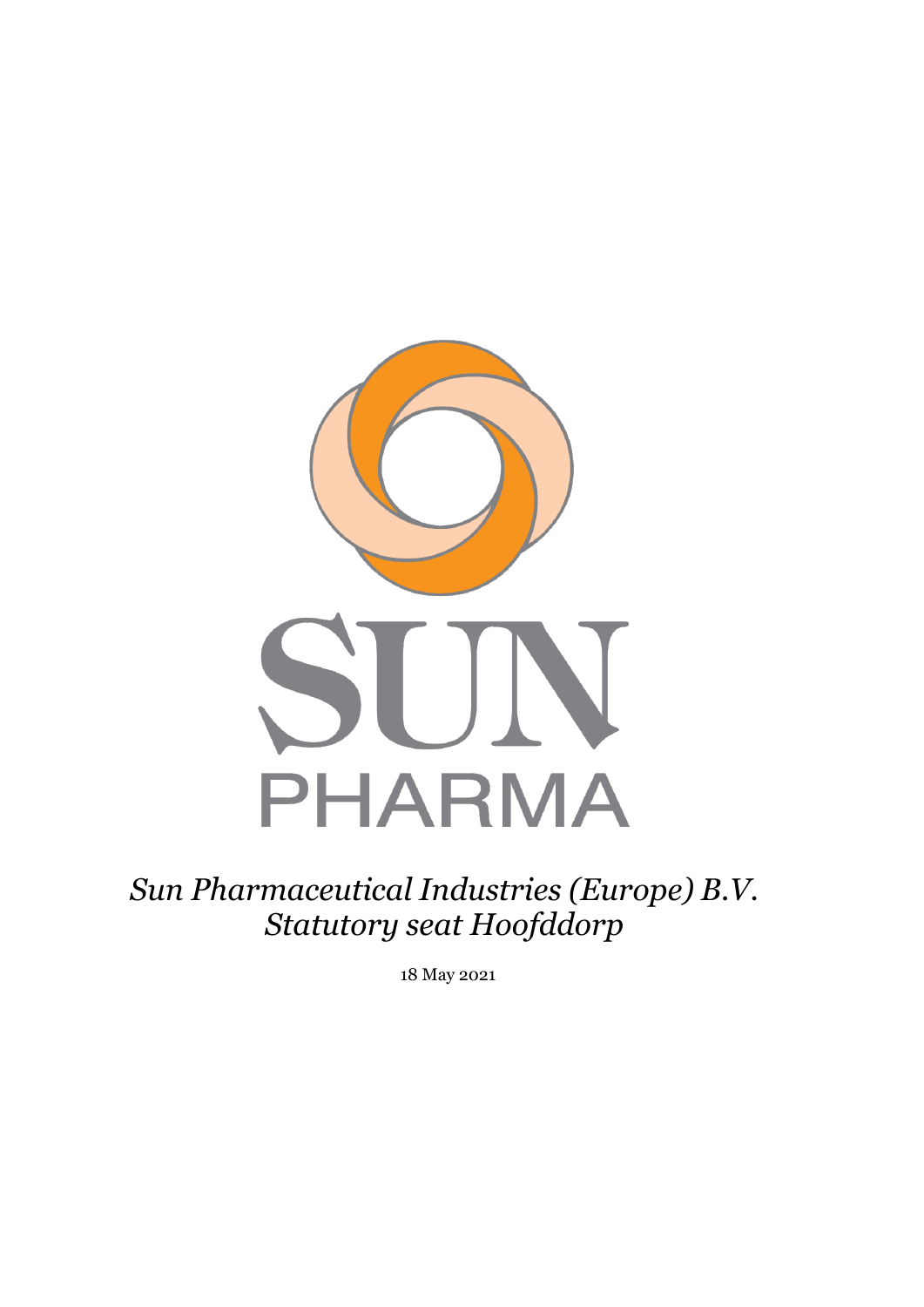SUN PHARMA

*Sun Pharmaceutical Industries (Europe) B.V.*
*Statutory seat Hoofddorp*

18 May 2021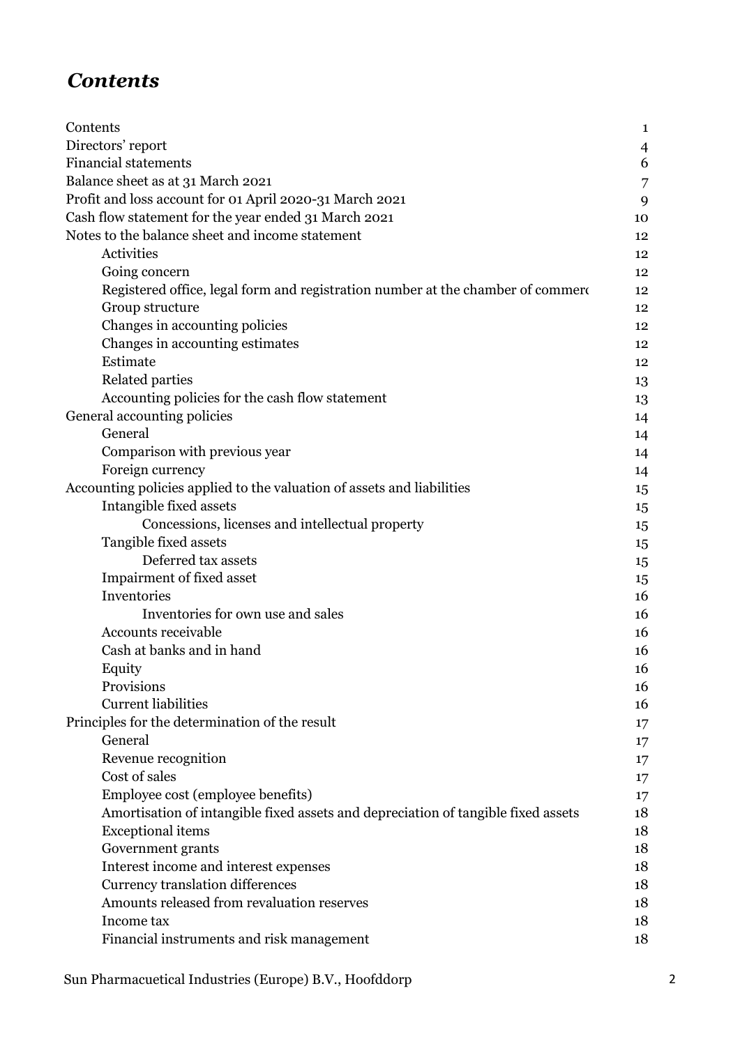# *Contents*

| | |
|---|---|
| Contents | 1 |
| Directors' report | 4 |
| Financial statements | 6 |
| Balance sheet as at 31 March 2021 | 7 |
| Profit and loss account for 01 April 2020-31 March 2021 | 9 |
| Cash flow statement for the year ended 31 March 2021 | 10 |
| Notes to the balance sheet and income statement | 12 |
| Activities | 12 |
| Going concern | 12 |
| Registered office, legal form and registration number at the chamber of commerc | 12 |
| Group structure | 12 |
| Changes in accounting policies | 12 |
| Changes in accounting estimates | 12 |
| Estimate | 12 |
| Related parties | 13 |
| Accounting policies for the cash flow statement | 13 |
| General accounting policies | 14 |
| General | 14 |
| Comparison with previous year | 14 |
| Foreign currency | 14 |
| Accounting policies applied to the valuation of assets and liabilities | 15 |
| Intangible fixed assets | 15 |
| Concessions, licenses and intellectual property | 15 |
| Tangible fixed assets | 15 |
| Deferred tax assets | 15 |
| Impairment of fixed asset | 15 |
| Inventories | 16 |
| Inventories for own use and sales | 16 |
| Accounts receivable | 16 |
| Cash at banks and in hand | 16 |
| Equity | 16 |
| Provisions | 16 |
| Current liabilities | 16 |
| Principles for the determination of the result | 17 |
| General | 17 |
| Revenue recognition | 17 |
| Cost of sales | 17 |
| Employee cost (employee benefits) | 17 |
| Amortisation of intangible fixed assets and depreciation of tangible fixed assets | 18 |
| Exceptional items | 18 |
| Government grants | 18 |
| Interest income and interest expenses | 18 |
| Currency translation differences | 18 |
| Amounts released from revaluation reserves | 18 |
| Income tax | 18 |
| Financial instruments and risk management | 18 |

Sun Pharmacuetical Industries (Europe) B.V., Hoofddorp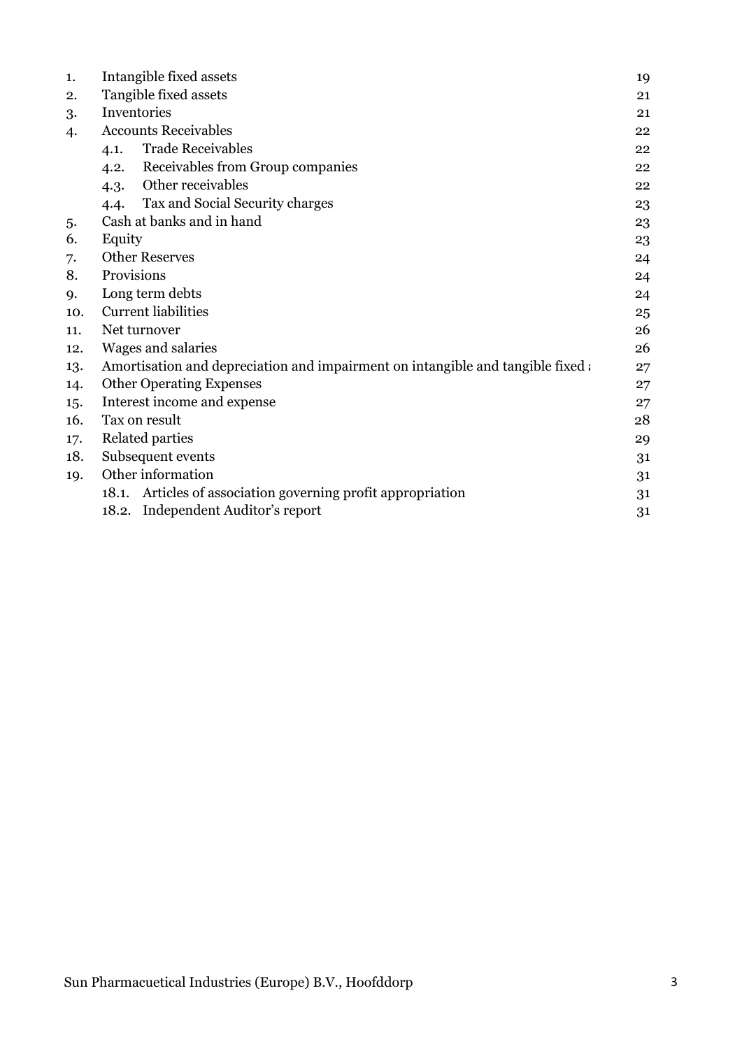| | | |
|---|---|---|
| 1. | Intangible fixed assets | 19 |
| 2. | Tangible fixed assets | 21 |
| 3. | Inventories | 21 |
| 4. | Accounts Receivables | 22 |
| | 4.1. Trade Receivables | 22 |
| | 4.2. Receivables from Group companies | 22 |
| | 4.3. Other receivables | 22 |
| | 4.4. Tax and Social Security charges | 23 |
| 5. | Cash at banks and in hand | 23 |
| 6. | Equity | 23 |
| 7. | Other Reserves | 24 |
| 8. | Provisions | 24 |
| 9. | Long term debts | 24 |
| 10. | Current liabilities | 25 |
| 11. | Net turnover | 26 |
| 12. | Wages and salaries | 26 |
| 13. | Amortisation and depreciation and impairment on intangible and tangible fixed a | 27 |
| 14. | Other Operating Expenses | 27 |
| 15. | Interest income and expense | 27 |
| 16. | Tax on result | 28 |
| 17. | Related parties | 29 |
| 18. | Subsequent events | 31 |
| 19. | Other information | 31 |
| | 18.1. Articles of association governing profit appropriation | 31 |
| | 18.2. Independent Auditor's report | 31 |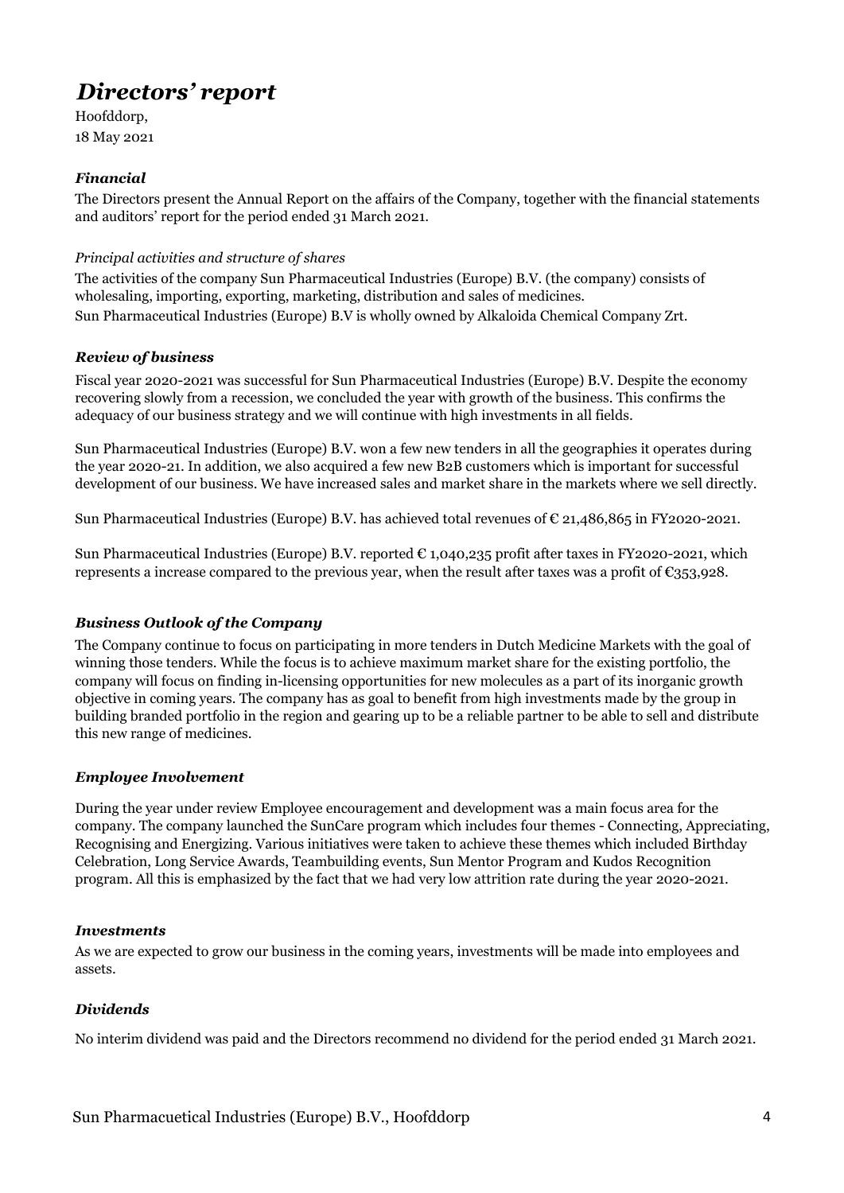# *Directors' report*

Hoofddorp,
18 May 2021

### *Financial*

The Directors present the Annual Report on the affairs of the Company, together with the financial statements and auditors' report for the period ended 31 March 2021.

*Principal activities and structure of shares*

The activities of the company Sun Pharmaceutical Industries (Europe) B.V. (the company) consists of wholesaling, importing, exporting, marketing, distribution and sales of medicines.
Sun Pharmaceutical Industries (Europe) B.V is wholly owned by Alkaloida Chemical Company Zrt.

### *Review of business*

Fiscal year 2020-2021 was successful for Sun Pharmaceutical Industries (Europe) B.V. Despite the economy recovering slowly from a recession, we concluded the year with growth of the business. This confirms the adequacy of our business strategy and we will continue with high investments in all fields.

Sun Pharmaceutical Industries (Europe) B.V. won a few new tenders in all the geographies it operates during the year 2020-21. In addition, we also acquired a few new B2B customers which is important for successful development of our business. We have increased sales and market share in the markets where we sell directly.

Sun Pharmaceutical Industries (Europe) B.V. has achieved total revenues of € 21,486,865 in FY2020-2021.

Sun Pharmaceutical Industries (Europe) B.V. reported € 1,040,235 profit after taxes in FY2020-2021, which represents a increase compared to the previous year, when the result after taxes was a profit of €353,928.

### *Business Outlook of the Company*

The Company continue to focus on participating in more tenders in Dutch Medicine Markets with the goal of winning those tenders. While the focus is to achieve maximum market share for the existing portfolio, the company will focus on finding in-licensing opportunities for new molecules as a part of its inorganic growth objective in coming years. The company has as goal to benefit from high investments made by the group in building branded portfolio in the region and gearing up to be a reliable partner to be able to sell and distribute this new range of medicines.

### *Employee Involvement*

During the year under review Employee encouragement and development was a main focus area for the company. The company launched the SunCare program which includes four themes - Connecting, Appreciating, Recognising and Energizing. Various initiatives were taken to achieve these themes which included Birthday Celebration, Long Service Awards, Teambuilding events, Sun Mentor Program and Kudos Recognition program. All this is emphasized by the fact that we had very low attrition rate during the year 2020-2021.

### *Investments*

As we are expected to grow our business in the coming years, investments will be made into employees and assets.

### *Dividends*

No interim dividend was paid and the Directors recommend no dividend for the period ended 31 March 2021.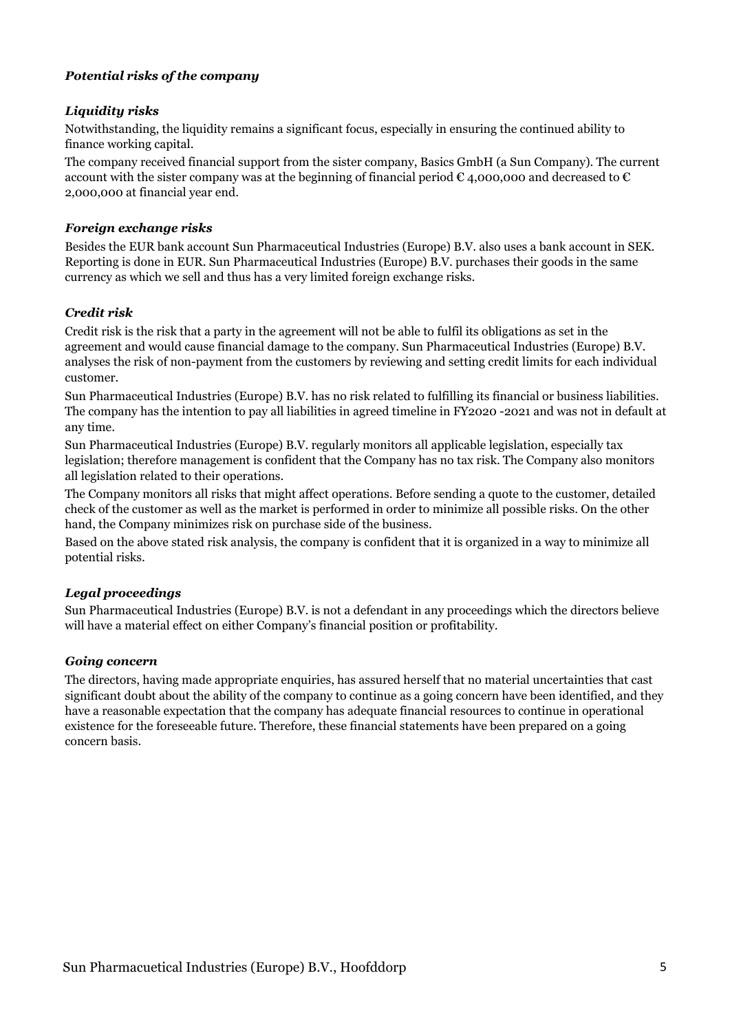### *Potential risks of the company*

### *Liquidity risks*

Notwithstanding, the liquidity remains a significant focus, especially in ensuring the continued ability to finance working capital.

The company received financial support from the sister company, Basics GmbH (a Sun Company). The current account with the sister company was at the beginning of financial period € 4,000,000 and decreased to € 2,000,000 at financial year end.

### *Foreign exchange risks*

Besides the EUR bank account Sun Pharmaceutical Industries (Europe) B.V. also uses a bank account in SEK. Reporting is done in EUR. Sun Pharmaceutical Industries (Europe) B.V. purchases their goods in the same currency as which we sell and thus has a very limited foreign exchange risks.

### *Credit risk*

Credit risk is the risk that a party in the agreement will not be able to fulfil its obligations as set in the agreement and would cause financial damage to the company. Sun Pharmaceutical Industries (Europe) B.V. analyses the risk of non-payment from the customers by reviewing and setting credit limits for each individual customer.

Sun Pharmaceutical Industries (Europe) B.V. has no risk related to fulfilling its financial or business liabilities. The company has the intention to pay all liabilities in agreed timeline in FY2020 -2021 and was not in default at any time.

Sun Pharmaceutical Industries (Europe) B.V. regularly monitors all applicable legislation, especially tax legislation; therefore management is confident that the Company has no tax risk. The Company also monitors all legislation related to their operations.

The Company monitors all risks that might affect operations. Before sending a quote to the customer, detailed check of the customer as well as the market is performed in order to minimize all possible risks. On the other hand, the Company minimizes risk on purchase side of the business.

Based on the above stated risk analysis, the company is confident that it is organized in a way to minimize all potential risks.

### *Legal proceedings*

Sun Pharmaceutical Industries (Europe) B.V. is not a defendant in any proceedings which the directors believe will have a material effect on either Company's financial position or profitability.

### *Going concern*

The directors, having made appropriate enquiries, has assured herself that no material uncertainties that cast significant doubt about the ability of the company to continue as a going concern have been identified, and they have a reasonable expectation that the company has adequate financial resources to continue in operational existence for the foreseeable future. Therefore, these financial statements have been prepared on a going concern basis.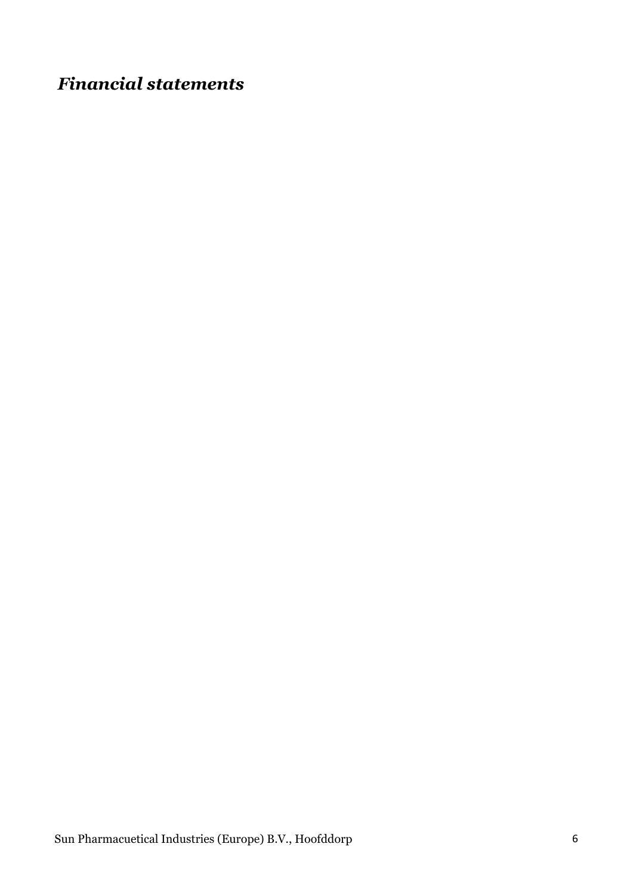# *Financial statements*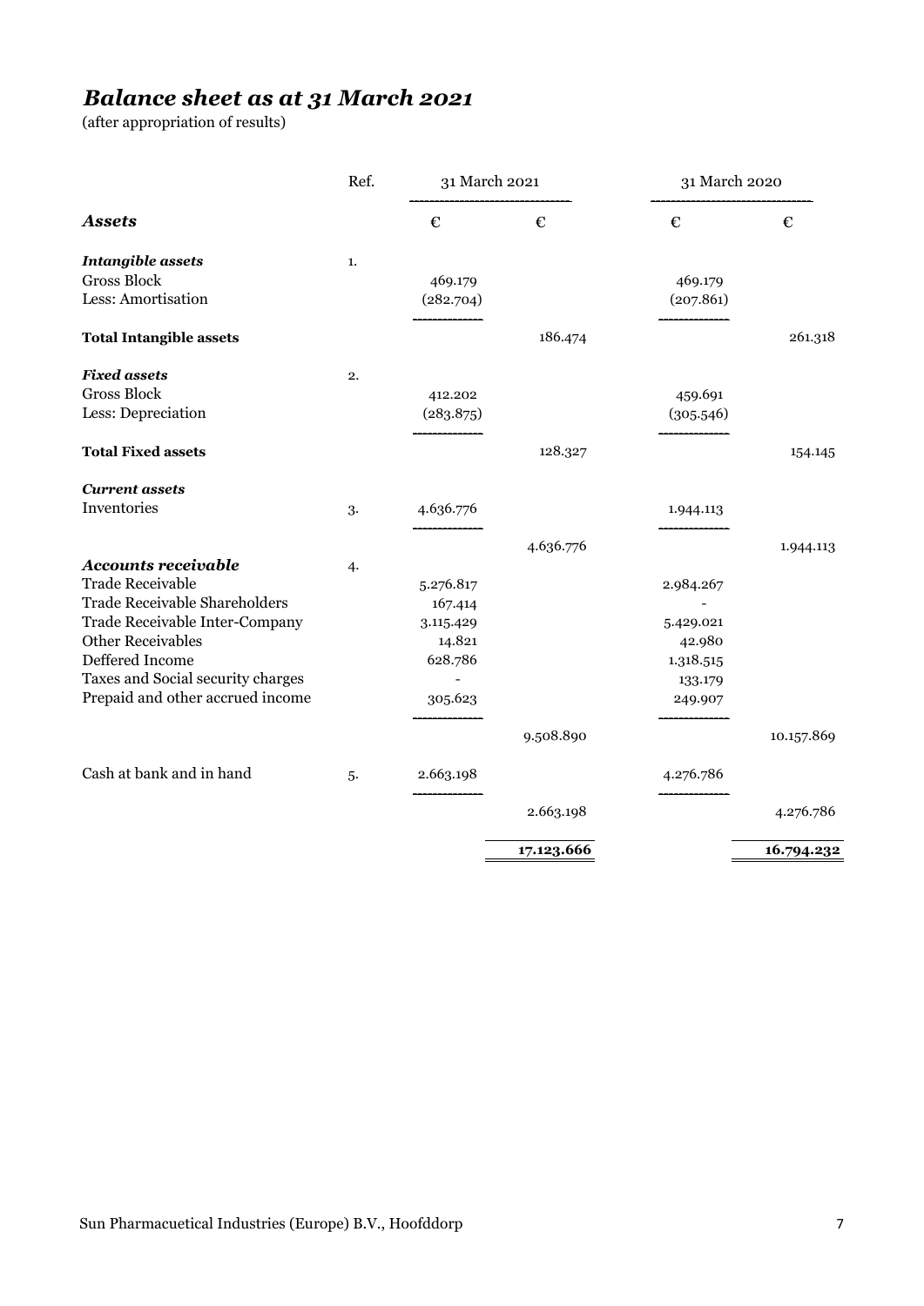# *Balance sheet as at 31 March 2021*

(after appropriation of results)

| | Ref. | 31 March 2021 | | 31 March 2020 | |
|---|---|---|---|---|---|
| ***Assets*** | | € | € | € | € |
| ***Intangible assets*** | 1. | | | | |
| Gross Block | | 469.179 | | 469.179 | |
| Less: Amortisation | | (282.704) | | (207.861) | |
| **Total Intangible assets** | | | 186.474 | | 261.318 |
| ***Fixed assets*** | 2. | | | | |
| Gross Block | | 412.202 | | 459.691 | |
| Less: Depreciation | | (283.875) | | (305.546) | |
| **Total Fixed assets** | | | 128.327 | | 154.145 |
| ***Current assets*** | | | | | |
| Inventories | 3. | 4.636.776 | | 1.944.113 | |
| | | | 4.636.776 | | 1.944.113 |
| ***Accounts receivable*** | 4. | | | | |
| Trade Receivable | | 5.276.817 | | 2.984.267 | |
| Trade Receivable Shareholders | | 167.414 | | - | |
| Trade Receivable Inter-Company | | 3.115.429 | | 5.429.021 | |
| Other Receivables | | 14.821 | | 42.980 | |
| Deffered Income | | 628.786 | | 1.318.515 | |
| Taxes and Social security charges | | - | | 133.179 | |
| Prepaid and other accrued income | | 305.623 | | 249.907 | |
| | | | 9.508.890 | | 10.157.869 |
| Cash at bank and in hand | 5. | 2.663.198 | | 4.276.786 | |
| | | | 2.663.198 | | 4.276.786 |
| | | | **17.123.666** | | **16.794.232** |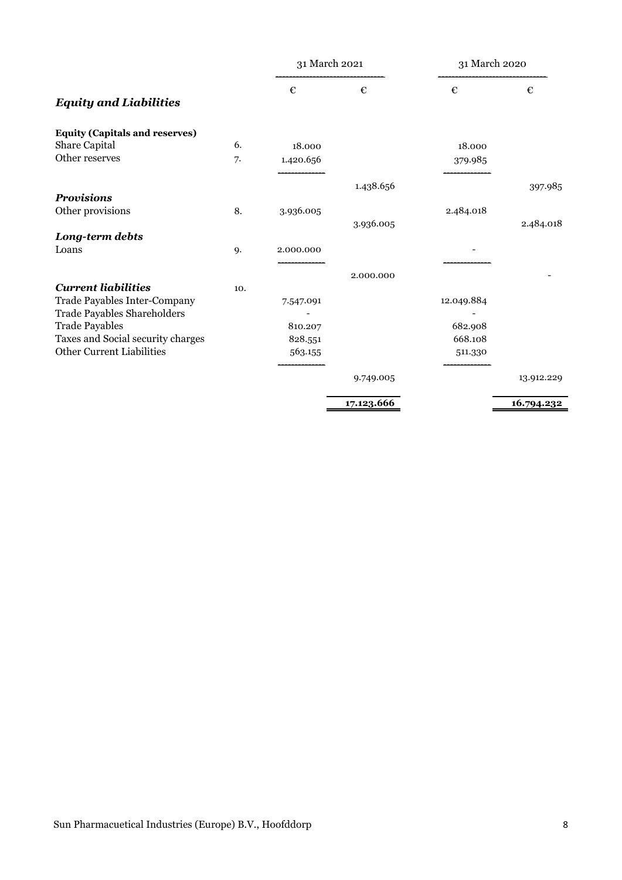| | | 31 March 2021 | | 31 March 2020 | |
|---|---|---|---|---|---|
| | | € | € | € | € |
| ***Equity and Liabilities*** | | | | | |
| **Equity (Capitals and reserves)** | | | | | |
| Share Capital | 6. | 18.000 | | 18.000 | |
| Other reserves | 7. | 1.420.656 | | 379.985 | |
| | | | 1.438.656 | | 397.985 |
| ***Provisions*** | | | | | |
| Other provisions | 8. | 3.936.005 | | 2.484.018 | |
| | | | 3.936.005 | | 2.484.018 |
| ***Long-term debts*** | | | | | |
| Loans | 9. | 2.000.000 | | - | |
| | | | 2.000.000 | | - |
| ***Current liabilities*** | 10. | | | | |
| Trade Payables Inter-Company | | 7.547.091 | | 12.049.884 | |
| Trade Payables Shareholders | | - | | - | |
| Trade Payables | | 810.207 | | 682.908 | |
| Taxes and Social security charges | | 828.551 | | 668.108 | |
| Other Current Liabilities | | 563.155 | | 511.330 | |
| | | | 9.749.005 | | 13.912.229 |
| | | | **17.123.666** | | **16.794.232** |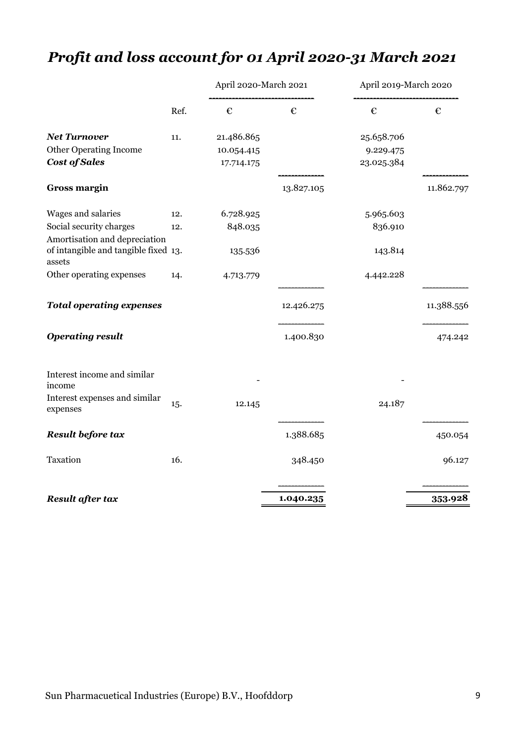# *Profit and loss account for 01 April 2020-31 March 2021*

| | Ref. | April 2020-March 2021 | | April 2019-March 2020 | |
|---|---|---|---|---|---|
| | | € | € | € | € |
| ***Net Turnover*** | 11. | 21.486.865 | | 25.658.706 | |
| Other Operating Income | | 10.054.415 | | 9.229.475 | |
| ***Cost of Sales*** | | 17.714.175 | | 23.025.384 | |
| **Gross margin** | | | 13.827.105 | | 11.862.797 |
| Wages and salaries | 12. | 6.728.925 | | 5.965.603 | |
| Social security charges | 12. | 848.035 | | 836.910 | |
| Amortisation and depreciation of intangible and tangible fixed assets | 13. | 135.536 | | 143.814 | |
| Other operating expenses | 14. | 4.713.779 | | 4.442.228 | |
| ***Total operating expenses*** | | | 12.426.275 | | 11.388.556 |
| ***Operating result*** | | | 1.400.830 | | 474.242 |
| Interest income and similar income | | - | | - | |
| Interest expenses and similar expenses | 15. | 12.145 | | 24.187 | |
| ***Result before tax*** | | | 1.388.685 | | 450.054 |
| Taxation | 16. | | 348.450 | | 96.127 |
| ***Result after tax*** | | | **1.040.235** | | **353.928** |

Sun Pharmacuetical Industries (Europe) B.V., Hoofddorp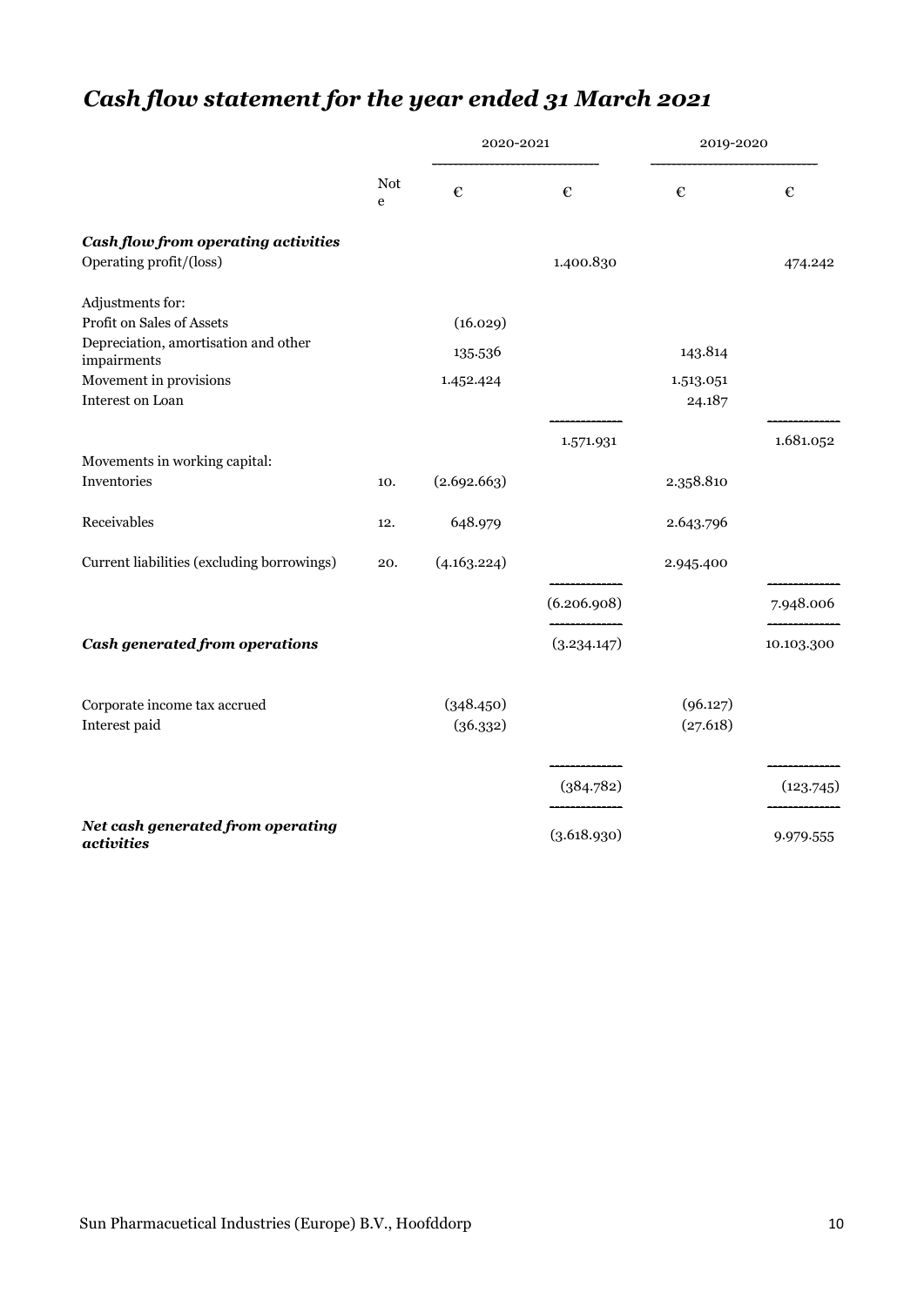# *Cash flow statement for the year ended 31 March 2021*

| | Note | 2020-2021 | | 2019-2020 | |
|---|---|---|---|---|---|
| | | € | € | € | € |
| ***Cash flow from operating activities*** | | | | | |
| Operating profit/(loss) | | | 1.400.830 | | 474.242 |
| Adjustments for: | | | | | |
| Profit on Sales of Assets | | (16.029) | | | |
| Depreciation, amortisation and other impairments | | 135.536 | | 143.814 | |
| Movement in provisions | | 1.452.424 | | 1.513.051 | |
| Interest on Loan | | | | 24.187 | |
| | | | 1.571.931 | | 1.681.052 |
| Movements in working capital: | | | | | |
| Inventories | 10. | (2.692.663) | | 2.358.810 | |
| Receivables | 12. | 648.979 | | 2.643.796 | |
| Current liabilities (excluding borrowings) | 20. | (4.163.224) | | 2.945.400 | |
| | | | (6.206.908) | | 7.948.006 |
| ***Cash generated from operations*** | | | (3.234.147) | | 10.103.300 |
| Corporate income tax accrued | | (348.450) | | (96.127) | |
| Interest paid | | (36.332) | | (27.618) | |
| | | | (384.782) | | (123.745) |
| ***Net cash generated from operating activities*** | | | (3.618.930) | | 9.979.555 |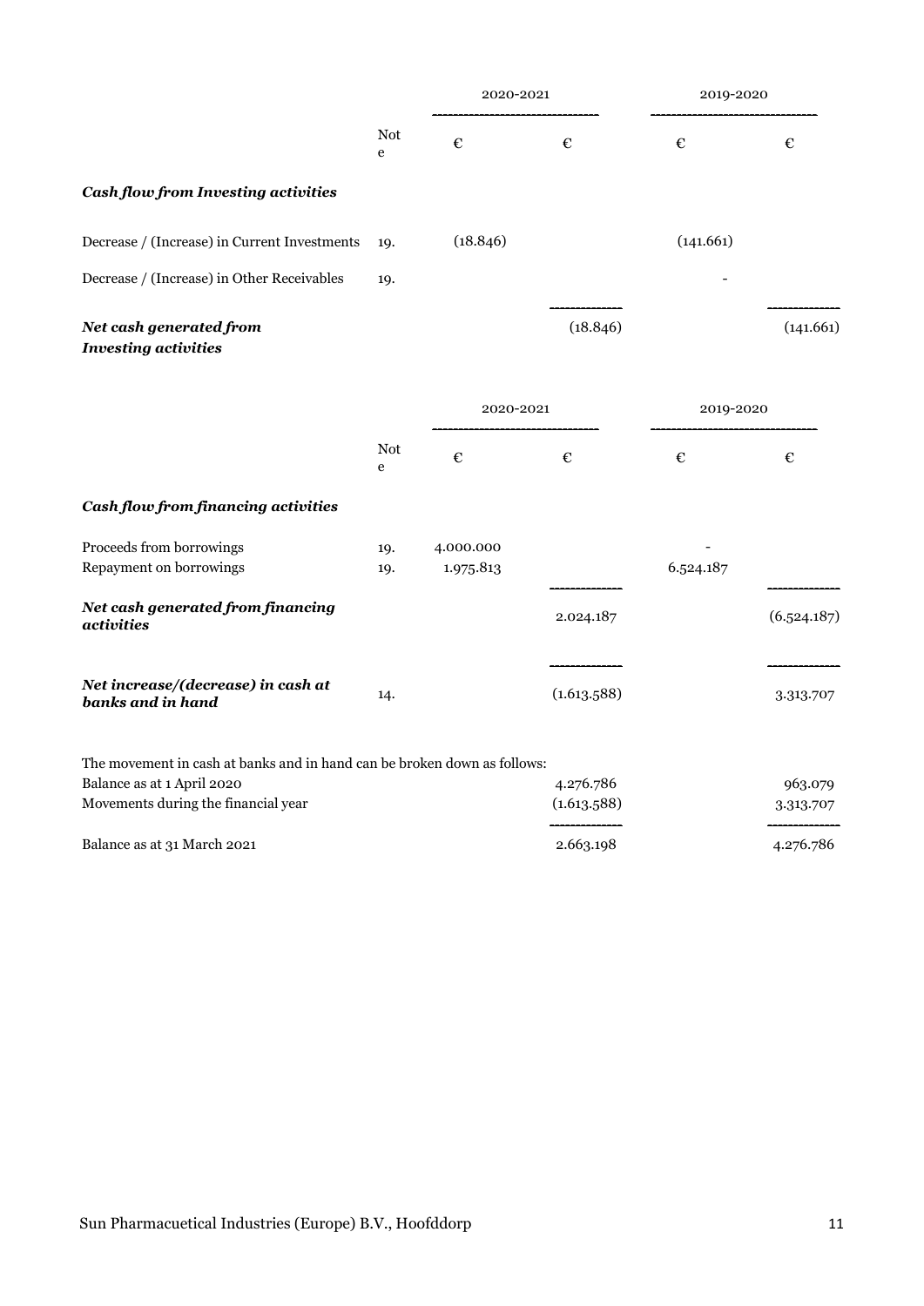| | Note | 2020-2021 | | 2019-2020 | |
|---|---|---|---|---|---|
| | | € | € | € | € |
| ***Cash flow from Investing activities*** | | | | | |
| Decrease / (Increase) in Current Investments | 19. | (18.846) | | (141.661) | |
| Decrease / (Increase) in Other Receivables | 19. | | | - | |
| ***Net cash generated from Investing activities*** | | | (18.846) | | (141.661) |

| | Note | 2020-2021 | | 2019-2020 | |
|---|---|---|---|---|---|
| | | € | € | € | € |
| ***Cash flow from financing activities*** | | | | | |
| Proceeds from borrowings | 19. | 4.000.000 | | - | |
| Repayment on borrowings | 19. | 1.975.813 | | 6.524.187 | |
| ***Net cash generated from financing activities*** | | | 2.024.187 | | (6.524.187) |
| ***Net increase/(decrease) in cash at banks and in hand*** | 14. | | (1.613.588) | | 3.313.707 |

The movement in cash at banks and in hand can be broken down as follows:

| | 2020-2021 | 2019-2020 |
|---|---|---|
| Balance as at 1 April 2020 | 4.276.786 | 963.079 |
| Movements during the financial year | (1.613.588) | 3.313.707 |
| Balance as at 31 March 2021 | 2.663.198 | 4.276.786 |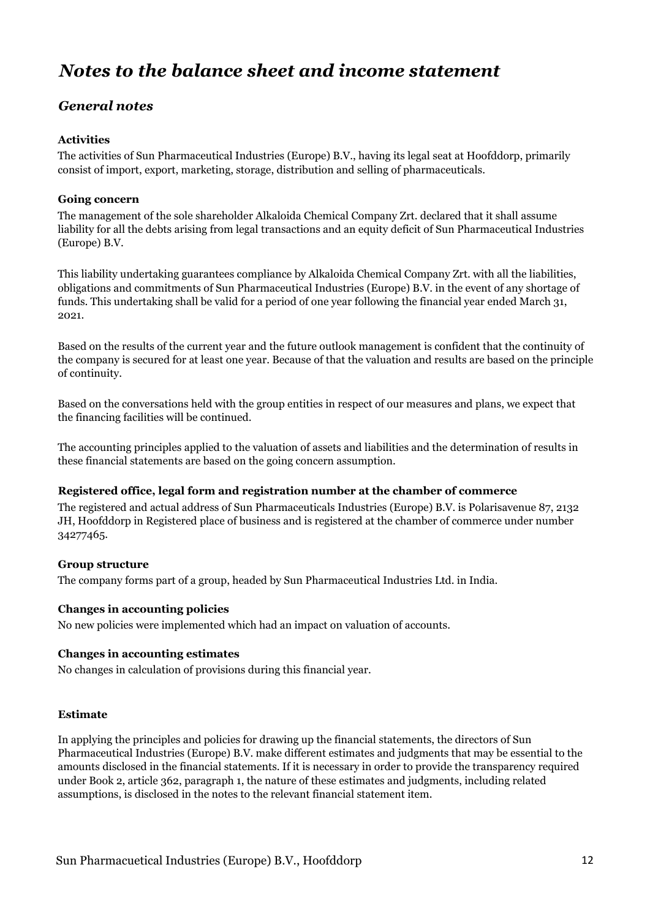# Notes to the balance sheet and income statement

## General notes

### Activities

The activities of Sun Pharmaceutical Industries (Europe) B.V., having its legal seat at Hoofddorp, primarily consist of import, export, marketing, storage, distribution and selling of pharmaceuticals.

### Going concern

The management of the sole shareholder Alkaloida Chemical Company Zrt. declared that it shall assume liability for all the debts arising from legal transactions and an equity deficit of Sun Pharmaceutical Industries (Europe) B.V.

This liability undertaking guarantees compliance by Alkaloida Chemical Company Zrt. with all the liabilities, obligations and commitments of Sun Pharmaceutical Industries (Europe) B.V. in the event of any shortage of funds. This undertaking shall be valid for a period of one year following the financial year ended March 31, 2021.

Based on the results of the current year and the future outlook management is confident that the continuity of the company is secured for at least one year. Because of that the valuation and results are based on the principle of continuity.

Based on the conversations held with the group entities in respect of our measures and plans, we expect that the financing facilities will be continued.

The accounting principles applied to the valuation of assets and liabilities and the determination of results in these financial statements are based on the going concern assumption.

### Registered office, legal form and registration number at the chamber of commerce

The registered and actual address of Sun Pharmaceuticals Industries (Europe) B.V. is Polarisavenue 87, 2132 JH, Hoofddorp in Registered place of business and is registered at the chamber of commerce under number 34277465.

### Group structure

The company forms part of a group, headed by Sun Pharmaceutical Industries Ltd. in India.

### Changes in accounting policies

No new policies were implemented which had an impact on valuation of accounts.

### Changes in accounting estimates

No changes in calculation of provisions during this financial year.

### Estimate

In applying the principles and policies for drawing up the financial statements, the directors of Sun Pharmaceutical Industries (Europe) B.V. make different estimates and judgments that may be essential to the amounts disclosed in the financial statements. If it is necessary in order to provide the transparency required under Book 2, article 362, paragraph 1, the nature of these estimates and judgments, including related assumptions, is disclosed in the notes to the relevant financial statement item.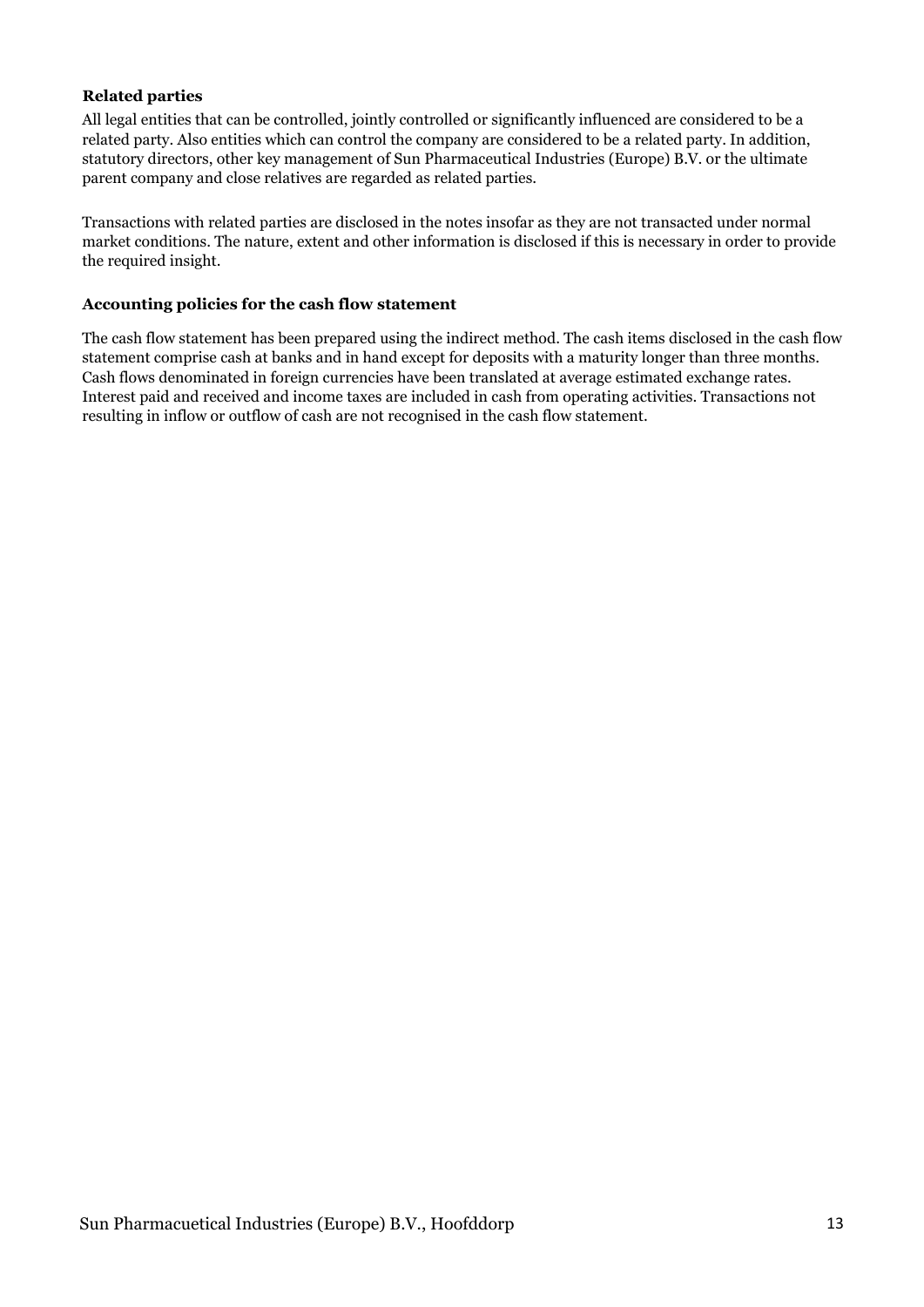**Related parties**

All legal entities that can be controlled, jointly controlled or significantly influenced are considered to be a related party. Also entities which can control the company are considered to be a related party. In addition, statutory directors, other key management of Sun Pharmaceutical Industries (Europe) B.V. or the ultimate parent company and close relatives are regarded as related parties.

Transactions with related parties are disclosed in the notes insofar as they are not transacted under normal market conditions. The nature, extent and other information is disclosed if this is necessary in order to provide the required insight.

**Accounting policies for the cash flow statement**

The cash flow statement has been prepared using the indirect method. The cash items disclosed in the cash flow statement comprise cash at banks and in hand except for deposits with a maturity longer than three months. Cash flows denominated in foreign currencies have been translated at average estimated exchange rates. Interest paid and received and income taxes are included in cash from operating activities. Transactions not resulting in inflow or outflow of cash are not recognised in the cash flow statement.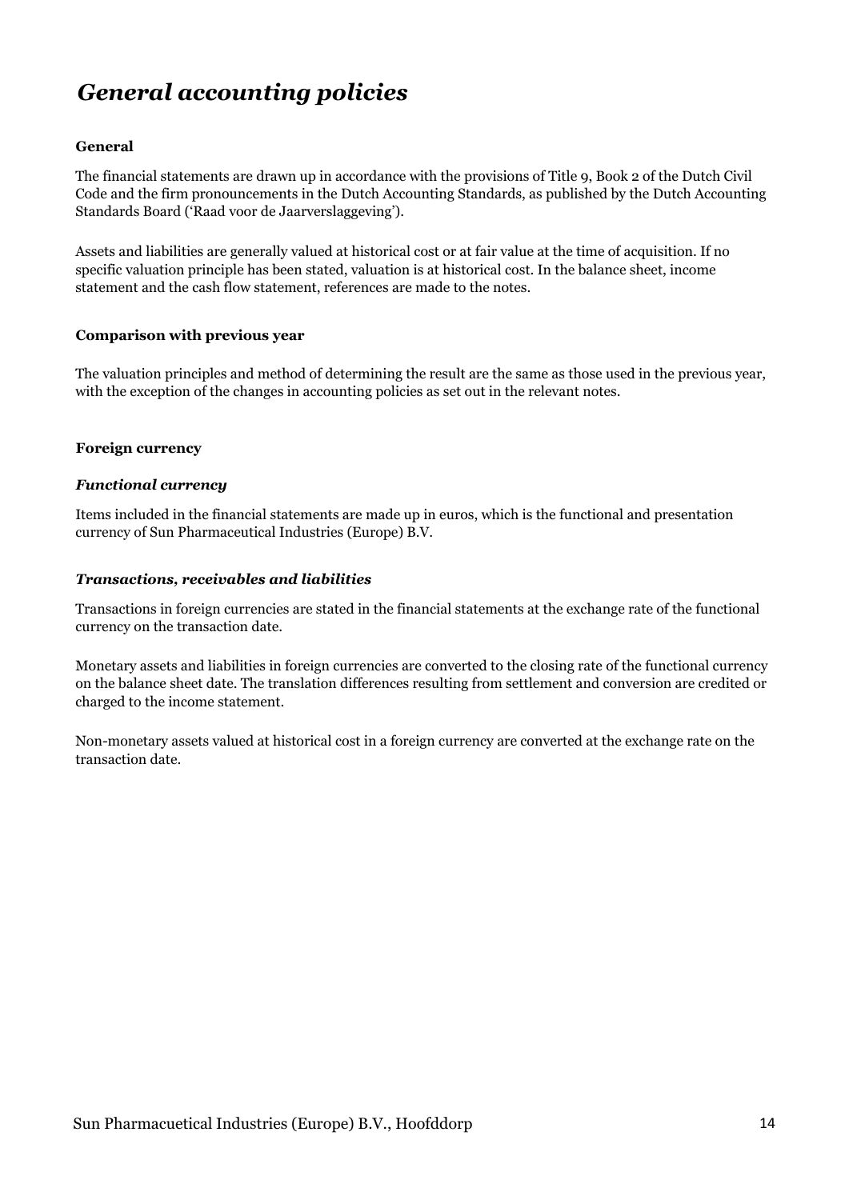# *General accounting policies*

**General**

The financial statements are drawn up in accordance with the provisions of Title 9, Book 2 of the Dutch Civil Code and the firm pronouncements in the Dutch Accounting Standards, as published by the Dutch Accounting Standards Board ('Raad voor de Jaarverslaggeving').

Assets and liabilities are generally valued at historical cost or at fair value at the time of acquisition. If no specific valuation principle has been stated, valuation is at historical cost. In the balance sheet, income statement and the cash flow statement, references are made to the notes.

**Comparison with previous year**

The valuation principles and method of determining the result are the same as those used in the previous year, with the exception of the changes in accounting policies as set out in the relevant notes.

**Foreign currency**

***Functional currency***

Items included in the financial statements are made up in euros, which is the functional and presentation currency of Sun Pharmaceutical Industries (Europe) B.V.

***Transactions, receivables and liabilities***

Transactions in foreign currencies are stated in the financial statements at the exchange rate of the functional currency on the transaction date.

Monetary assets and liabilities in foreign currencies are converted to the closing rate of the functional currency on the balance sheet date. The translation differences resulting from settlement and conversion are credited or charged to the income statement.

Non-monetary assets valued at historical cost in a foreign currency are converted at the exchange rate on the transaction date.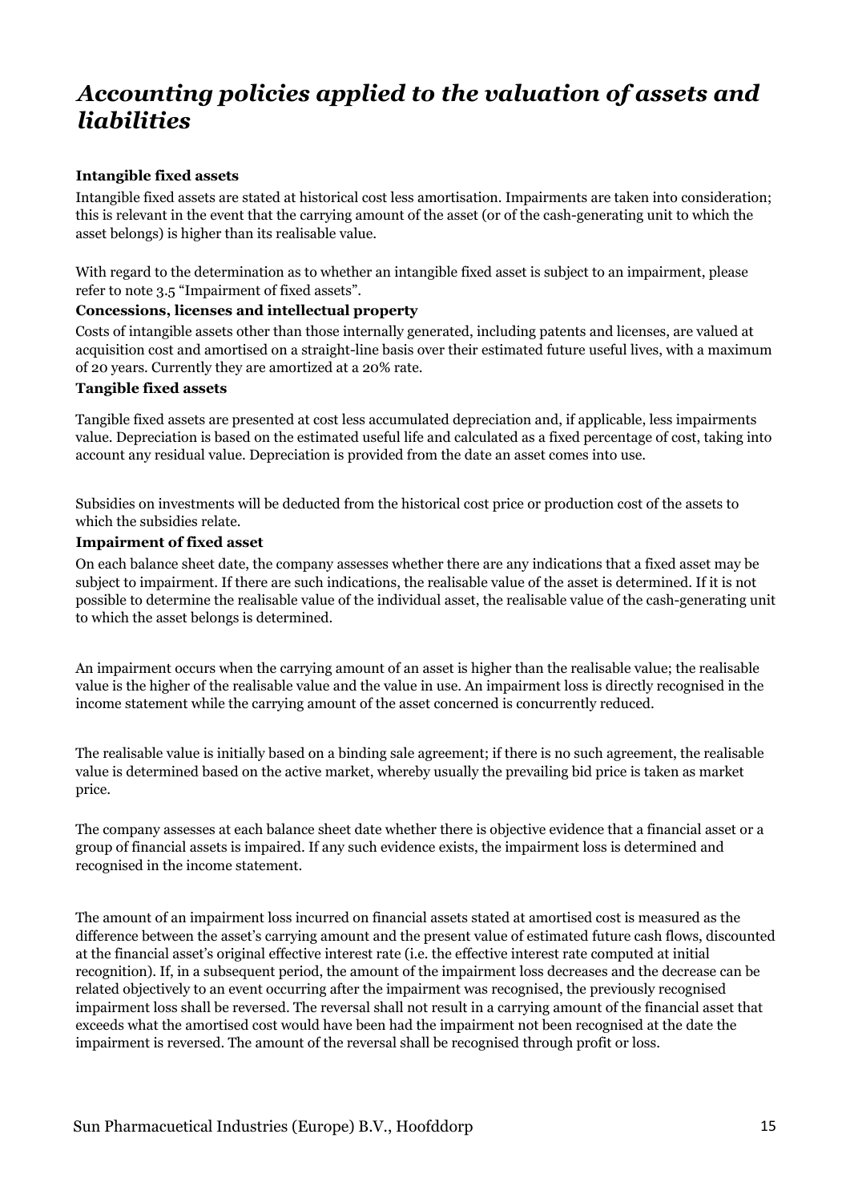# *Accounting policies applied to the valuation of assets and liabilities*

**Intangible fixed assets**

Intangible fixed assets are stated at historical cost less amortisation. Impairments are taken into consideration; this is relevant in the event that the carrying amount of the asset (or of the cash-generating unit to which the asset belongs) is higher than its realisable value.

With regard to the determination as to whether an intangible fixed asset is subject to an impairment, please refer to note 3.5 "Impairment of fixed assets".

**Concessions, licenses and intellectual property**

Costs of intangible assets other than those internally generated, including patents and licenses, are valued at acquisition cost and amortised on a straight-line basis over their estimated future useful lives, with a maximum of 20 years. Currently they are amortized at a 20% rate.

**Tangible fixed assets**

Tangible fixed assets are presented at cost less accumulated depreciation and, if applicable, less impairments value. Depreciation is based on the estimated useful life and calculated as a fixed percentage of cost, taking into account any residual value. Depreciation is provided from the date an asset comes into use.

Subsidies on investments will be deducted from the historical cost price or production cost of the assets to which the subsidies relate.

**Impairment of fixed asset**

On each balance sheet date, the company assesses whether there are any indications that a fixed asset may be subject to impairment. If there are such indications, the realisable value of the asset is determined. If it is not possible to determine the realisable value of the individual asset, the realisable value of the cash-generating unit to which the asset belongs is determined.

An impairment occurs when the carrying amount of an asset is higher than the realisable value; the realisable value is the higher of the realisable value and the value in use. An impairment loss is directly recognised in the income statement while the carrying amount of the asset concerned is concurrently reduced.

The realisable value is initially based on a binding sale agreement; if there is no such agreement, the realisable value is determined based on the active market, whereby usually the prevailing bid price is taken as market price.

The company assesses at each balance sheet date whether there is objective evidence that a financial asset or a group of financial assets is impaired. If any such evidence exists, the impairment loss is determined and recognised in the income statement.

The amount of an impairment loss incurred on financial assets stated at amortised cost is measured as the difference between the asset's carrying amount and the present value of estimated future cash flows, discounted at the financial asset's original effective interest rate (i.e. the effective interest rate computed at initial recognition). If, in a subsequent period, the amount of the impairment loss decreases and the decrease can be related objectively to an event occurring after the impairment was recognised, the previously recognised impairment loss shall be reversed. The reversal shall not result in a carrying amount of the financial asset that exceeds what the amortised cost would have been had the impairment not been recognised at the date the impairment is reversed. The amount of the reversal shall be recognised through profit or loss.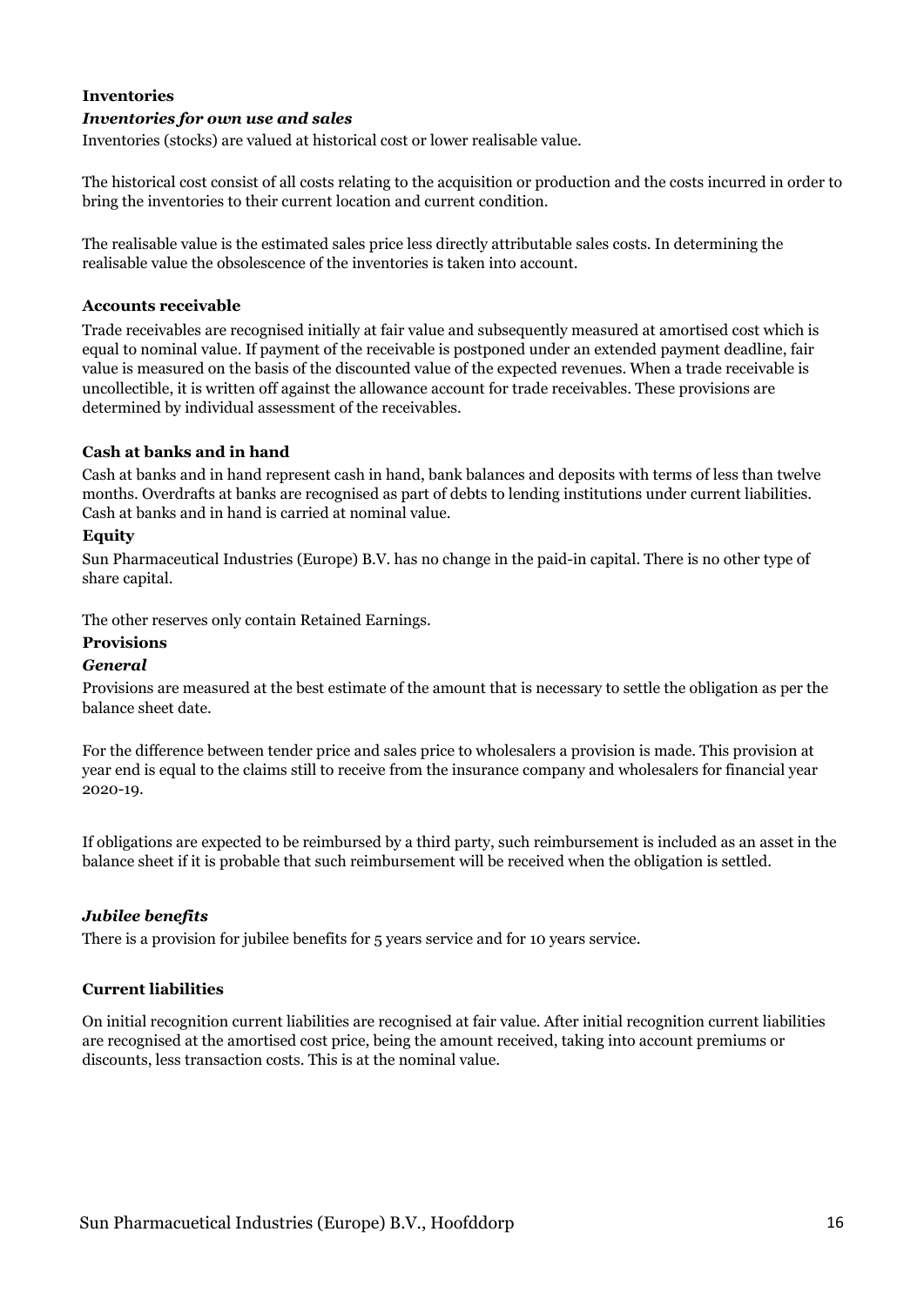**Inventories**

***Inventories for own use and sales***

Inventories (stocks) are valued at historical cost or lower realisable value.

The historical cost consist of all costs relating to the acquisition or production and the costs incurred in order to bring the inventories to their current location and current condition.

The realisable value is the estimated sales price less directly attributable sales costs. In determining the realisable value the obsolescence of the inventories is taken into account.

**Accounts receivable**

Trade receivables are recognised initially at fair value and subsequently measured at amortised cost which is equal to nominal value. If payment of the receivable is postponed under an extended payment deadline, fair value is measured on the basis of the discounted value of the expected revenues. When a trade receivable is uncollectible, it is written off against the allowance account for trade receivables. These provisions are determined by individual assessment of the receivables.

**Cash at banks and in hand**

Cash at banks and in hand represent cash in hand, bank balances and deposits with terms of less than twelve months. Overdrafts at banks are recognised as part of debts to lending institutions under current liabilities. Cash at banks and in hand is carried at nominal value.

**Equity**

Sun Pharmaceutical Industries (Europe) B.V. has no change in the paid-in capital. There is no other type of share capital.

The other reserves only contain Retained Earnings.

**Provisions**

***General***

Provisions are measured at the best estimate of the amount that is necessary to settle the obligation as per the balance sheet date.

For the difference between tender price and sales price to wholesalers a provision is made. This provision at year end is equal to the claims still to receive from the insurance company and wholesalers for financial year 2020-19.

If obligations are expected to be reimbursed by a third party, such reimbursement is included as an asset in the balance sheet if it is probable that such reimbursement will be received when the obligation is settled.

***Jubilee benefits***

There is a provision for jubilee benefits for 5 years service and for 10 years service.

**Current liabilities**

On initial recognition current liabilities are recognised at fair value. After initial recognition current liabilities are recognised at the amortised cost price, being the amount received, taking into account premiums or discounts, less transaction costs. This is at the nominal value.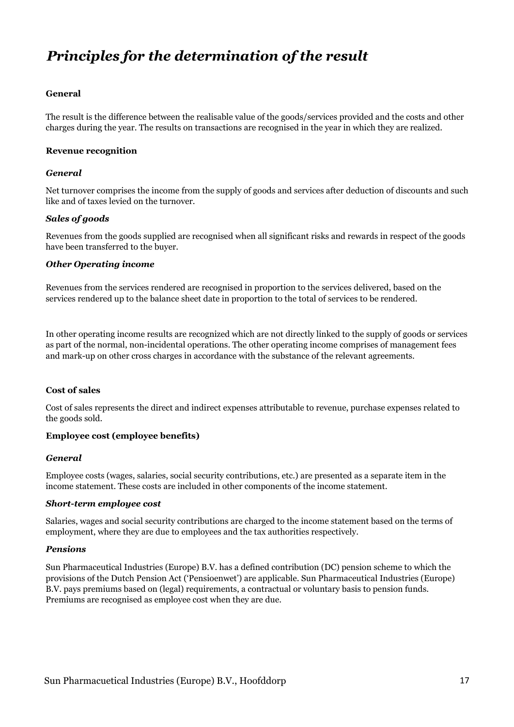# *Principles for the determination of the result*

**General**

The result is the difference between the realisable value of the goods/services provided and the costs and other charges during the year. The results on transactions are recognised in the year in which they are realized.

**Revenue recognition**

***General***

Net turnover comprises the income from the supply of goods and services after deduction of discounts and such like and of taxes levied on the turnover.

***Sales of goods***

Revenues from the goods supplied are recognised when all significant risks and rewards in respect of the goods have been transferred to the buyer.

***Other Operating income***

Revenues from the services rendered are recognised in proportion to the services delivered, based on the services rendered up to the balance sheet date in proportion to the total of services to be rendered.

In other operating income results are recognized which are not directly linked to the supply of goods or services as part of the normal, non-incidental operations. The other operating income comprises of management fees and mark-up on other cross charges in accordance with the substance of the relevant agreements.

**Cost of sales**

Cost of sales represents the direct and indirect expenses attributable to revenue, purchase expenses related to the goods sold.

**Employee cost (employee benefits)**

***General***

Employee costs (wages, salaries, social security contributions, etc.) are presented as a separate item in the income statement. These costs are included in other components of the income statement.

***Short-term employee cost***

Salaries, wages and social security contributions are charged to the income statement based on the terms of employment, where they are due to employees and the tax authorities respectively.

***Pensions***

Sun Pharmaceutical Industries (Europe) B.V. has a defined contribution (DC) pension scheme to which the provisions of the Dutch Pension Act ('Pensioenwet') are applicable. Sun Pharmaceutical Industries (Europe) B.V. pays premiums based on (legal) requirements, a contractual or voluntary basis to pension funds. Premiums are recognised as employee cost when they are due.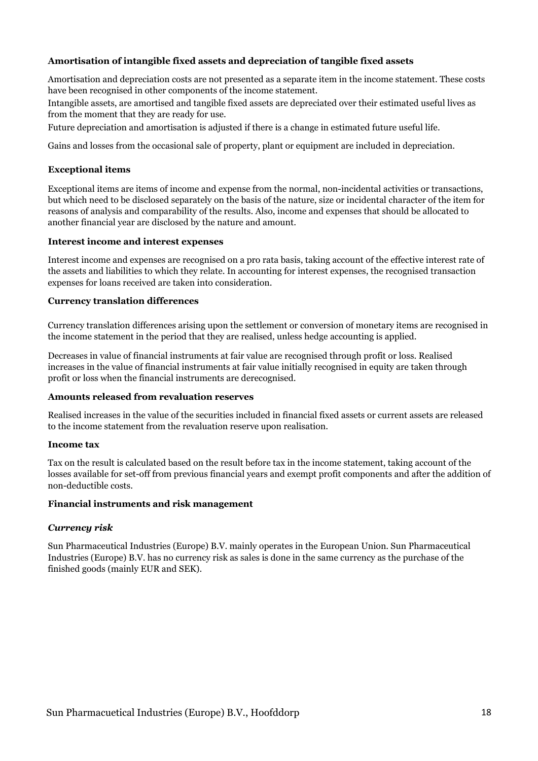**Amortisation of intangible fixed assets and depreciation of tangible fixed assets**

Amortisation and depreciation costs are not presented as a separate item in the income statement. These costs have been recognised in other components of the income statement.

Intangible assets, are amortised and tangible fixed assets are depreciated over their estimated useful lives as from the moment that they are ready for use.

Future depreciation and amortisation is adjusted if there is a change in estimated future useful life.

Gains and losses from the occasional sale of property, plant or equipment are included in depreciation.

**Exceptional items**

Exceptional items are items of income and expense from the normal, non-incidental activities or transactions, but which need to be disclosed separately on the basis of the nature, size or incidental character of the item for reasons of analysis and comparability of the results. Also, income and expenses that should be allocated to another financial year are disclosed by the nature and amount.

**Interest income and interest expenses**

Interest income and expenses are recognised on a pro rata basis, taking account of the effective interest rate of the assets and liabilities to which they relate. In accounting for interest expenses, the recognised transaction expenses for loans received are taken into consideration.

**Currency translation differences**

Currency translation differences arising upon the settlement or conversion of monetary items are recognised in the income statement in the period that they are realised, unless hedge accounting is applied.

Decreases in value of financial instruments at fair value are recognised through profit or loss. Realised increases in the value of financial instruments at fair value initially recognised in equity are taken through profit or loss when the financial instruments are derecognised.

**Amounts released from revaluation reserves**

Realised increases in the value of the securities included in financial fixed assets or current assets are released to the income statement from the revaluation reserve upon realisation.

**Income tax**

Tax on the result is calculated based on the result before tax in the income statement, taking account of the losses available for set-off from previous financial years and exempt profit components and after the addition of non-deductible costs.

**Financial instruments and risk management**

***Currency risk***

Sun Pharmaceutical Industries (Europe) B.V. mainly operates in the European Union. Sun Pharmaceutical Industries (Europe) B.V. has no currency risk as sales is done in the same currency as the purchase of the finished goods (mainly EUR and SEK).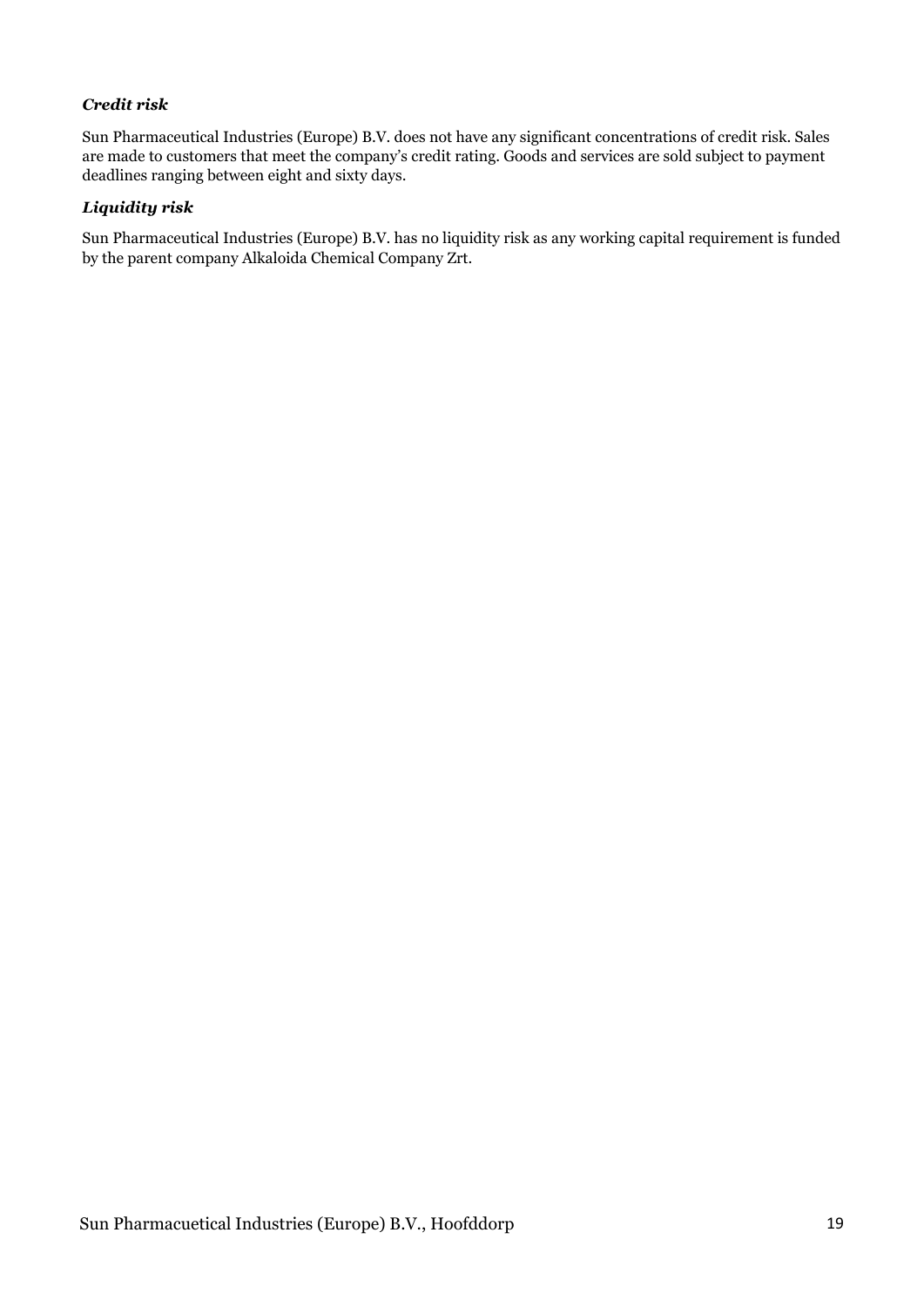### *Credit risk*

Sun Pharmaceutical Industries (Europe) B.V. does not have any significant concentrations of credit risk. Sales are made to customers that meet the company's credit rating. Goods and services are sold subject to payment deadlines ranging between eight and sixty days.

### *Liquidity risk*

Sun Pharmaceutical Industries (Europe) B.V. has no liquidity risk as any working capital requirement is funded by the parent company Alkaloida Chemical Company Zrt.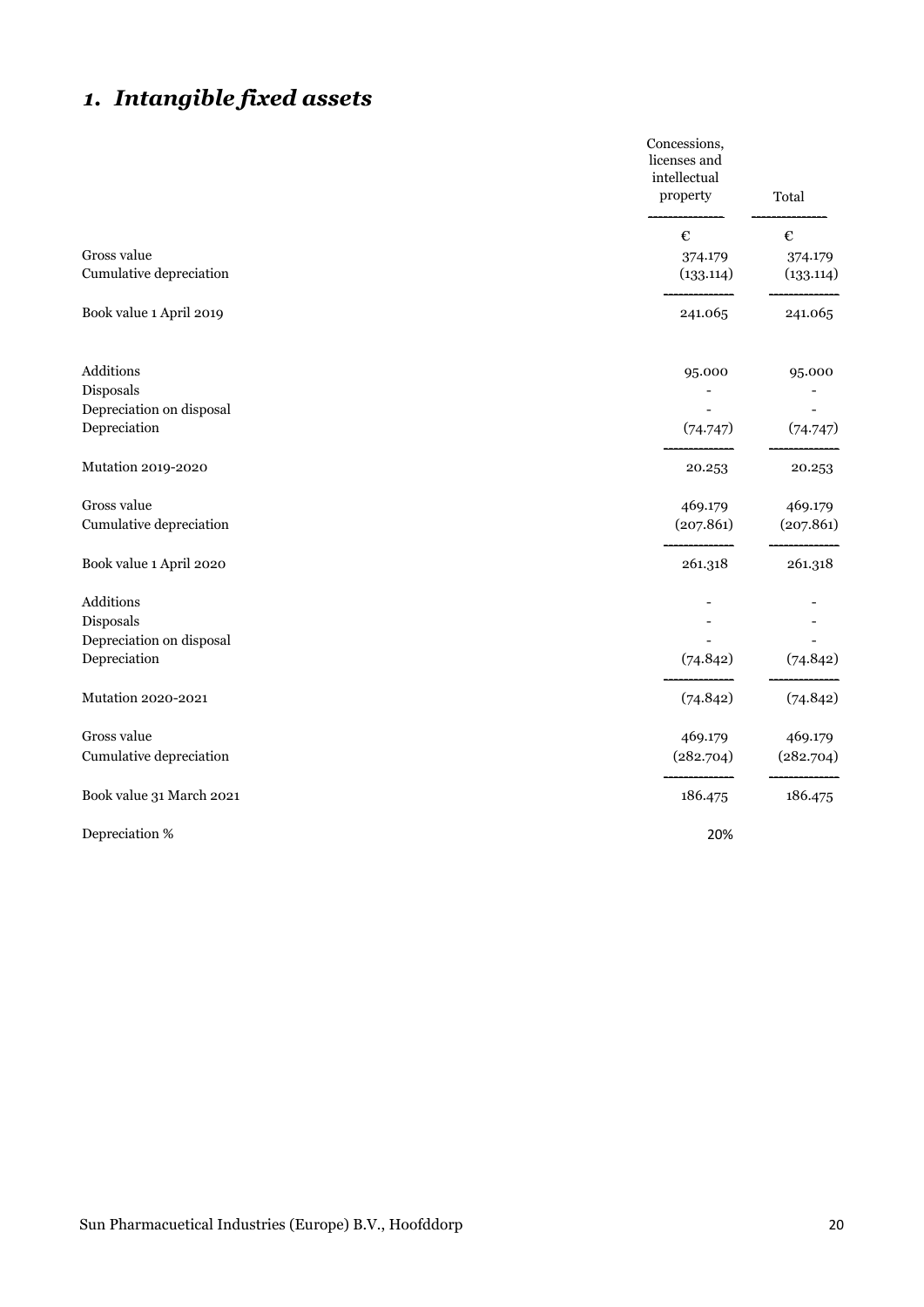## *1. Intangible fixed assets*

| | Concessions, licenses and intellectual property | Total |
|---|---|---|
| | € | € |
| Gross value | 374.179 | 374.179 |
| Cumulative depreciation | (133.114) | (133.114) |
| Book value 1 April 2019 | 241.065 | 241.065 |
| | | |
| Additions | 95.000 | 95.000 |
| Disposals | - | - |
| Depreciation on disposal | - | - |
| Depreciation | (74.747) | (74.747) |
| Mutation 2019-2020 | 20.253 | 20.253 |
| | | |
| Gross value | 469.179 | 469.179 |
| Cumulative depreciation | (207.861) | (207.861) |
| Book value 1 April 2020 | 261.318 | 261.318 |
| | | |
| Additions | - | - |
| Disposals | - | - |
| Depreciation on disposal | - | - |
| Depreciation | (74.842) | (74.842) |
| Mutation 2020-2021 | (74.842) | (74.842) |
| | | |
| Gross value | 469.179 | 469.179 |
| Cumulative depreciation | (282.704) | (282.704) |
| Book value 31 March 2021 | 186.475 | 186.475 |
| | | |
| Depreciation % | 20% | |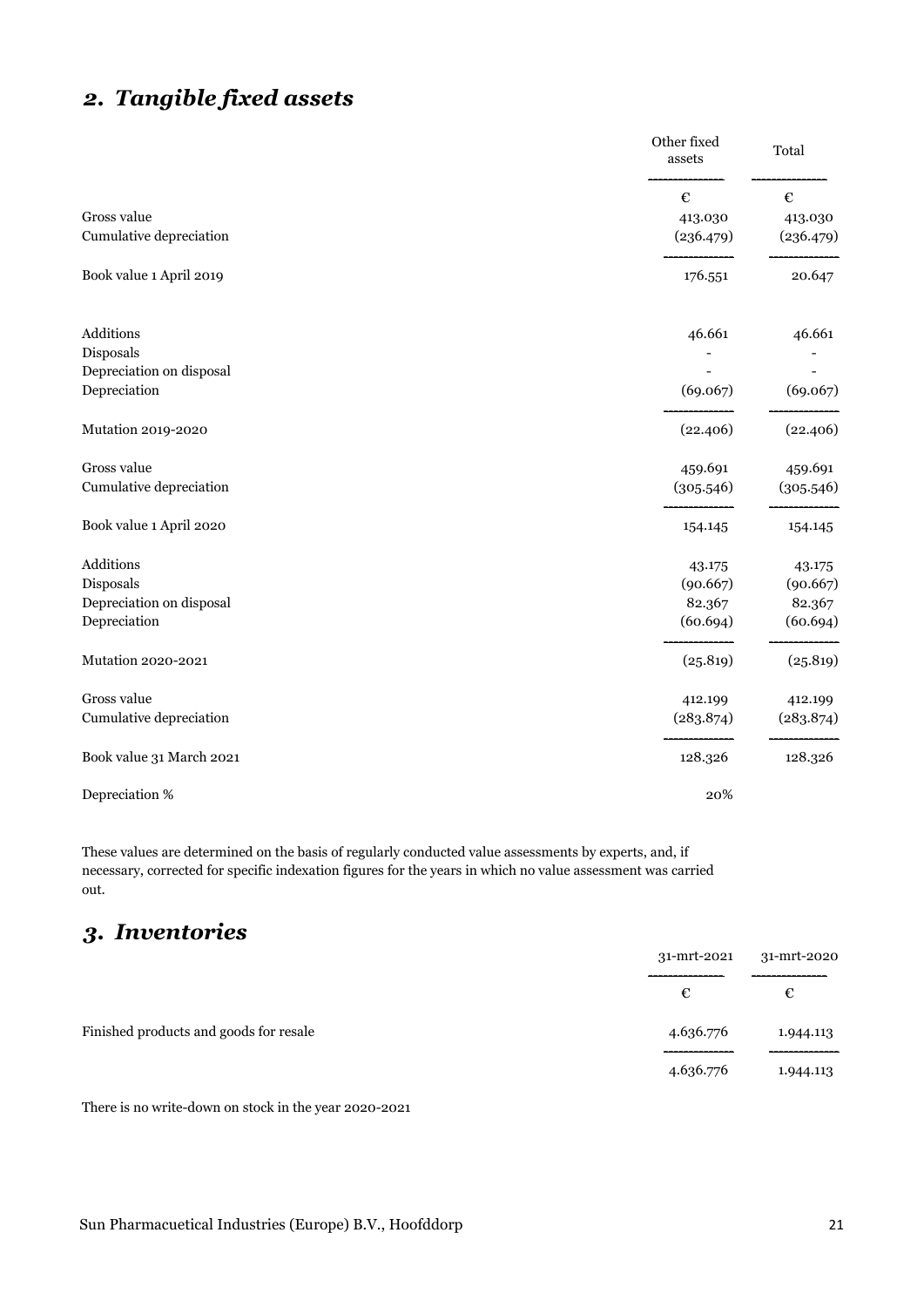## *2. Tangible fixed assets*

| | Other fixed assets | Total |
|---|---|---|
| | € | € |
| Gross value | 413.030 | 413.030 |
| Cumulative depreciation | (236.479) | (236.479) |
| Book value 1 April 2019 | 176.551 | 20.647 |
| Additions | 46.661 | 46.661 |
| Disposals | - | - |
| Depreciation on disposal | - | - |
| Depreciation | (69.067) | (69.067) |
| Mutation 2019-2020 | (22.406) | (22.406) |
| Gross value | 459.691 | 459.691 |
| Cumulative depreciation | (305.546) | (305.546) |
| Book value 1 April 2020 | 154.145 | 154.145 |
| Additions | 43.175 | 43.175 |
| Disposals | (90.667) | (90.667) |
| Depreciation on disposal | 82.367 | 82.367 |
| Depreciation | (60.694) | (60.694) |
| Mutation 2020-2021 | (25.819) | (25.819) |
| Gross value | 412.199 | 412.199 |
| Cumulative depreciation | (283.874) | (283.874) |
| Book value 31 March 2021 | 128.326 | 128.326 |
| Depreciation % | 20% | |

These values are determined on the basis of regularly conducted value assessments by experts, and, if necessary, corrected for specific indexation figures for the years in which no value assessment was carried out.

## *3. Inventories*

| | 31-mrt-2021 | 31-mrt-2020 |
|---|---|---|
| | € | € |
| Finished products and goods for resale | 4.636.776 | 1.944.113 |
| | 4.636.776 | 1.944.113 |

There is no write-down on stock in the year 2020-2021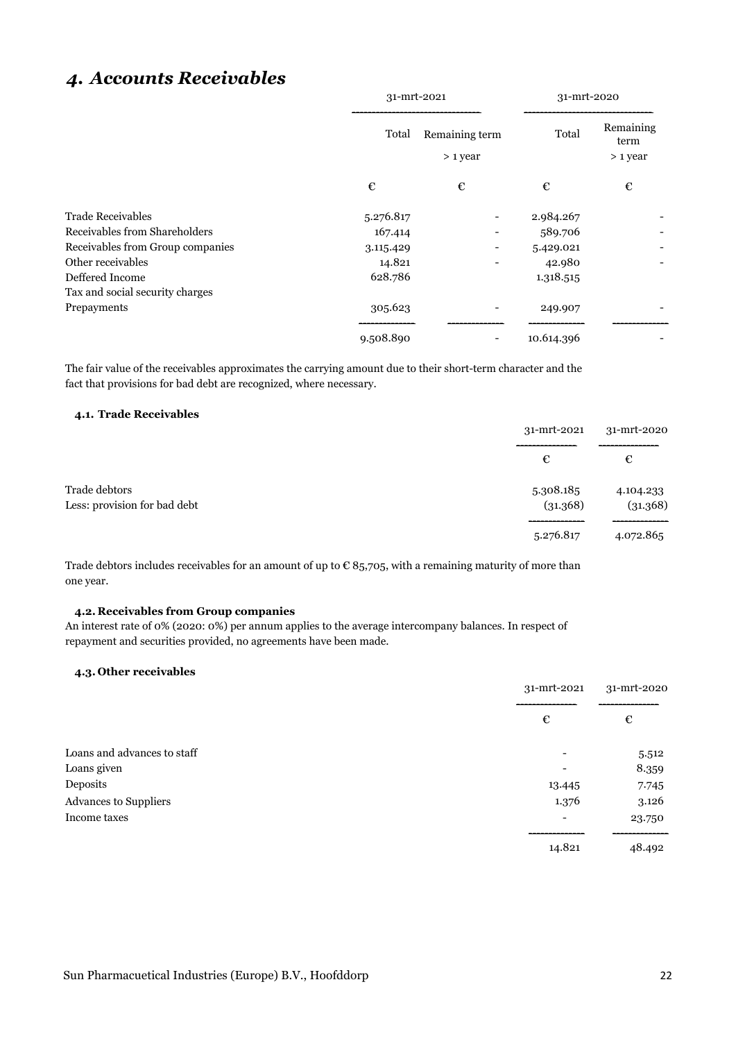## *4. Accounts Receivables*

| | 31-mrt-2021 | | 31-mrt-2020 | |
|---|---|---|---|---|
| | Total | Remaining term > 1 year | Total | Remaining term > 1 year |
| | € | € | € | € |
| Trade Receivables | 5.276.817 | - | 2.984.267 | - |
| Receivables from Shareholders | 167.414 | - | 589.706 | - |
| Receivables from Group companies | 3.115.429 | - | 5.429.021 | - |
| Other receivables | 14.821 | - | 42.980 | - |
| Deffered Income | 628.786 | | 1.318.515 | |
| Tax and social security charges | | | | |
| Prepayments | 305.623 | - | 249.907 | - |
| | 9.508.890 | - | 10.614.396 | - |

The fair value of the receivables approximates the carrying amount due to their short-term character and the fact that provisions for bad debt are recognized, where necessary.

#### 4.1. Trade Receivables

| | 31-mrt-2021 | 31-mrt-2020 |
|---|---|---|
| | € | € |
| Trade debtors | 5.308.185 | 4.104.233 |
| Less: provision for bad debt | (31.368) | (31.368) |
| | 5.276.817 | 4.072.865 |

Trade debtors includes receivables for an amount of up to € 85,705, with a remaining maturity of more than one year.

#### 4.2. Receivables from Group companies

An interest rate of 0% (2020: 0%) per annum applies to the average intercompany balances. In respect of repayment and securities provided, no agreements have been made.

#### 4.3. Other receivables

| | 31-mrt-2021 | 31-mrt-2020 |
|---|---|---|
| | € | € |
| Loans and advances to staff | - | 5.512 |
| Loans given | - | 8.359 |
| Deposits | 13.445 | 7.745 |
| Advances to Suppliers | 1.376 | 3.126 |
| Income taxes | - | 23.750 |
| | 14.821 | 48.492 |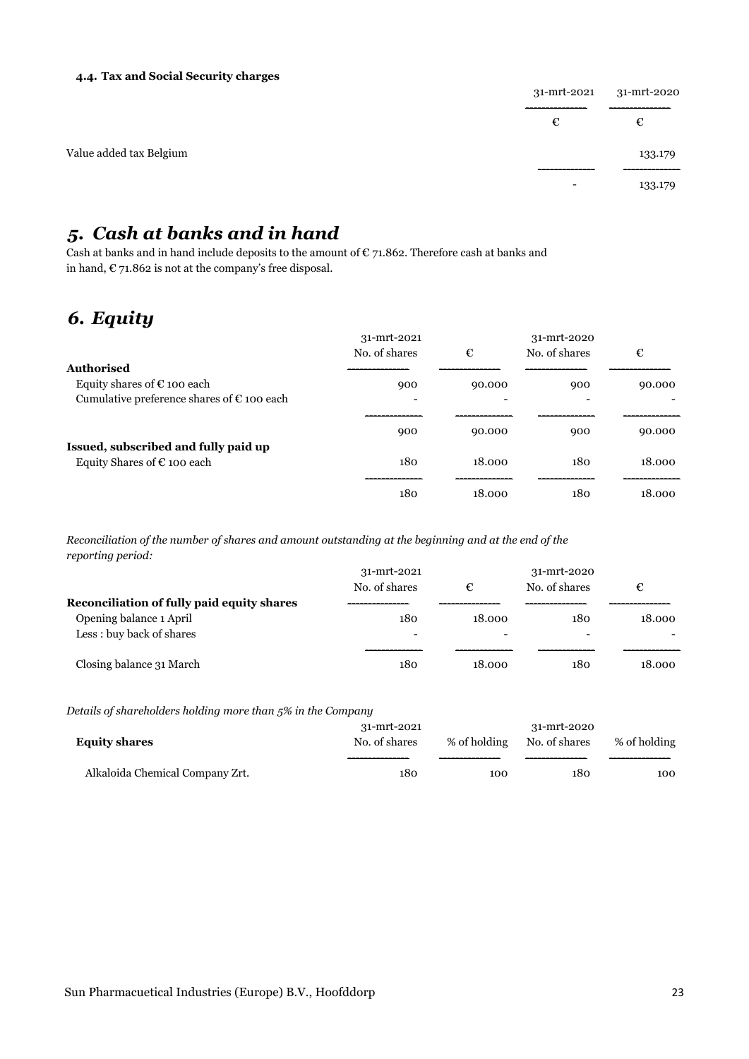#### 4.4. Tax and Social Security charges

| | 31-mrt-2021 | 31-mrt-2020 |
|---|---|---|
| | € | € |
| Value added tax Belgium | | 133.179 |
| | - | 133.179 |

## *5. Cash at banks and in hand*

Cash at banks and in hand include deposits to the amount of € 71.862. Therefore cash at banks and in hand, € 71.862 is not at the company's free disposal.

## *6. Equity*

| | 31-mrt-2021 No. of shares | € | 31-mrt-2020 No. of shares | € |
|---|---|---|---|---|
| **Authorised** | | | | |
| Equity shares of € 100 each | 900 | 90.000 | 900 | 90.000 |
| Cumulative preference shares of € 100 each | - | - | - | - |
| | 900 | 90.000 | 900 | 90.000 |
| **Issued, subscribed and fully paid up** | | | | |
| Equity Shares of € 100 each | 180 | 18.000 | 180 | 18.000 |
| | 180 | 18.000 | 180 | 18.000 |

*Reconciliation of the number of shares and amount outstanding at the beginning and at the end of the reporting period:*

| | 31-mrt-2021 No. of shares | € | 31-mrt-2020 No. of shares | € |
|---|---|---|---|---|
| **Reconciliation of fully paid equity shares** | | | | |
| Opening balance 1 April | 180 | 18.000 | 180 | 18.000 |
| Less : buy back of shares | - | - | - | - |
| Closing balance 31 March | 180 | 18.000 | 180 | 18.000 |

*Details of shareholders holding more than 5% in the Company*

| **Equity shares** | 31-mrt-2021 No. of shares | % of holding | 31-mrt-2020 No. of shares | % of holding |
|---|---|---|---|---|
| Alkaloida Chemical Company Zrt. | 180 | 100 | 180 | 100 |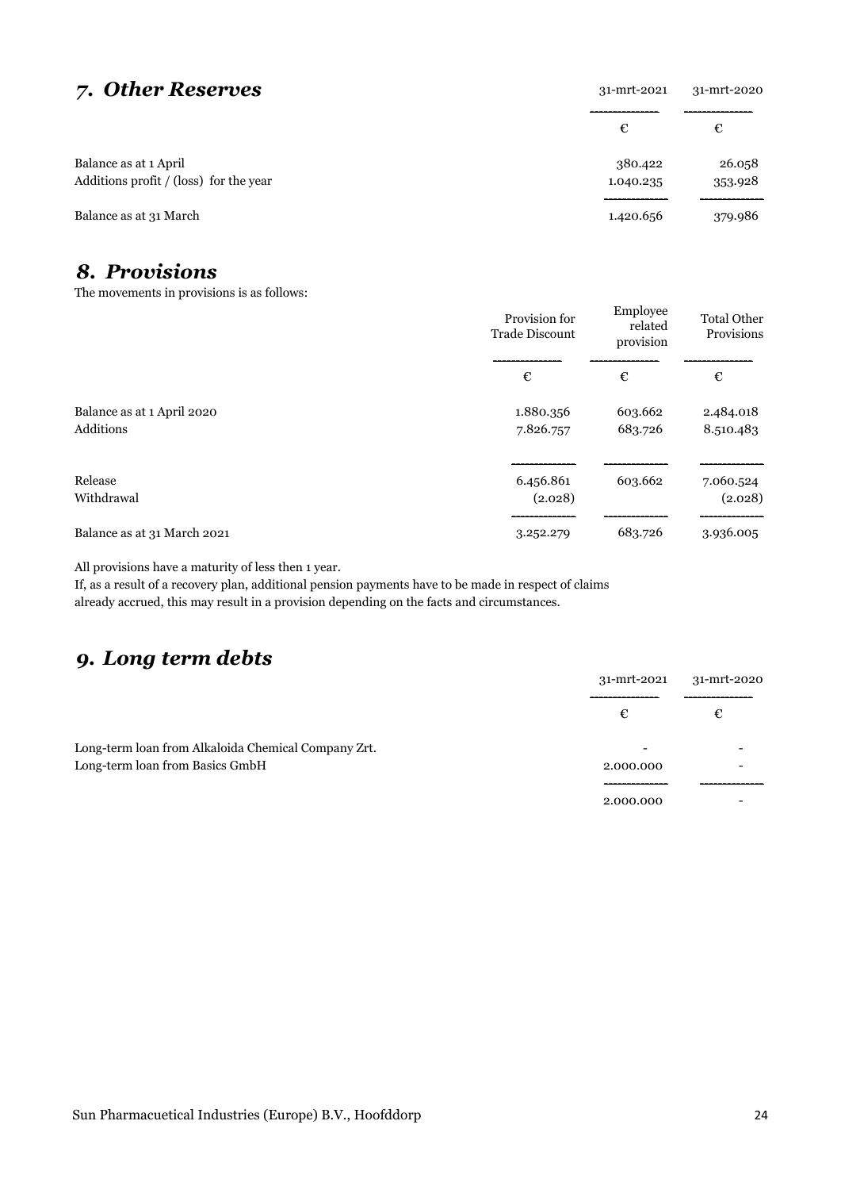## *7. Other Reserves*

| | 31-mrt-2021 | 31-mrt-2020 |
|---|---|---|
| | € | € |
| Balance as at 1 April | 380.422 | 26.058 |
| Additions profit / (loss) for the year | 1.040.235 | 353.928 |
| Balance as at 31 March | 1.420.656 | 379.986 |

## *8. Provisions*

The movements in provisions is as follows:

| | Provision for Trade Discount | Employee related provision | Total Other Provisions |
|---|---|---|---|
| | € | € | € |
| Balance as at 1 April 2020 | 1.880.356 | 603.662 | 2.484.018 |
| Additions | 7.826.757 | 683.726 | 8.510.483 |
| Release | 6.456.861 | 603.662 | 7.060.524 |
| Withdrawal | (2.028) | | (2.028) |
| Balance as at 31 March 2021 | 3.252.279 | 683.726 | 3.936.005 |

All provisions have a maturity of less then 1 year.
If, as a result of a recovery plan, additional pension payments have to be made in respect of claims already accrued, this may result in a provision depending on the facts and circumstances.

## *9. Long term debts*

| | 31-mrt-2021 | 31-mrt-2020 |
|---|---|---|
| | € | € |
| Long-term loan from Alkaloida Chemical Company Zrt. | - | - |
| Long-term loan from Basics GmbH | 2.000.000 | - |
| | 2.000.000 | - |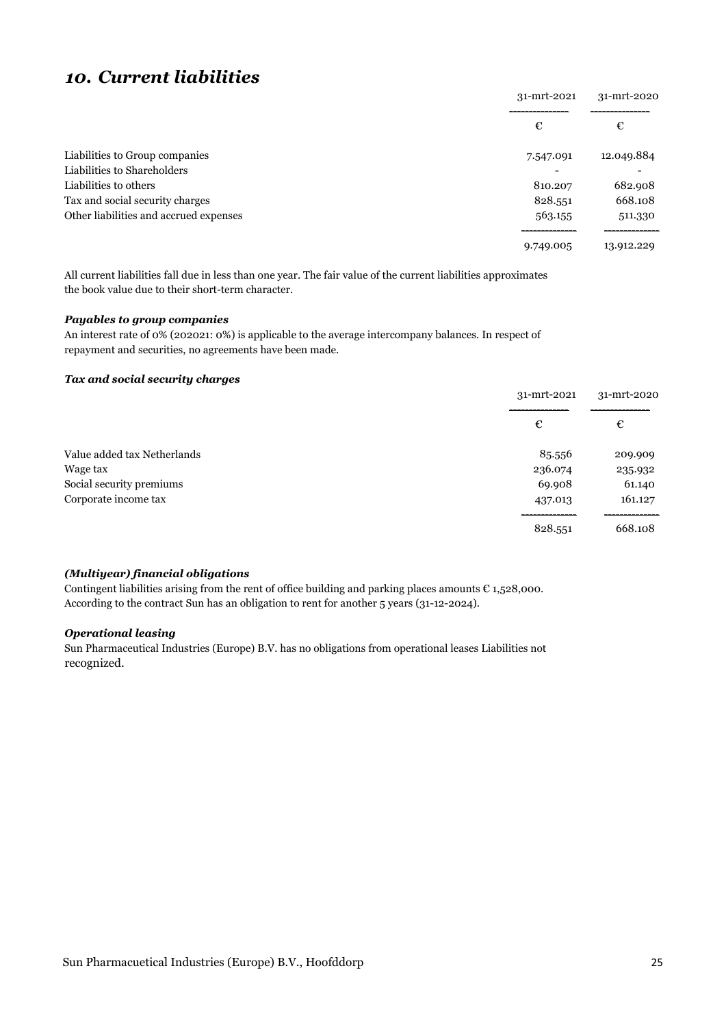## *10. Current liabilities*

| | 31-mrt-2021 | 31-mrt-2020 |
|---|---|---|
| | € | € |
| Liabilities to Group companies | 7.547.091 | 12.049.884 |
| Liabilities to Shareholders | - | - |
| Liabilities to others | 810.207 | 682.908 |
| Tax and social security charges | 828.551 | 668.108 |
| Other liabilities and accrued expenses | 563.155 | 511.330 |
| | 9.749.005 | 13.912.229 |

All current liabilities fall due in less than one year. The fair value of the current liabilities approximates the book value due to their short-term character.

***Payables to group companies***

An interest rate of 0% (202021: 0%) is applicable to the average intercompany balances. In respect of repayment and securities, no agreements have been made.

***Tax and social security charges***

| | 31-mrt-2021 | 31-mrt-2020 |
|---|---|---|
| | € | € |
| Value added tax Netherlands | 85.556 | 209.909 |
| Wage tax | 236.074 | 235.932 |
| Social security premiums | 69.908 | 61.140 |
| Corporate income tax | 437.013 | 161.127 |
| | 828.551 | 668.108 |

***(Multiyear) financial obligations***

Contingent liabilities arising from the rent of office building and parking places amounts € 1,528,000. According to the contract Sun has an obligation to rent for another 5 years (31-12-2024).

***Operational leasing***

Sun Pharmaceutical Industries (Europe) B.V. has no obligations from operational leases Liabilities not recognized.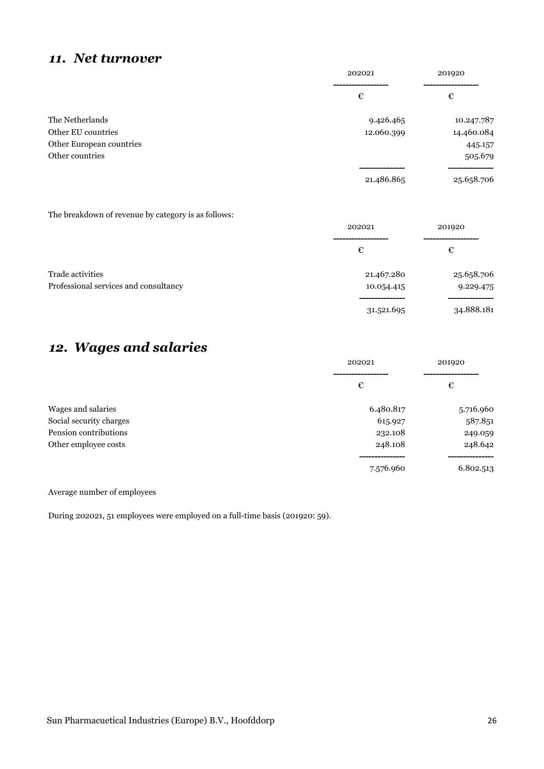## *11. Net turnover*

| | 202021 | 201920 |
|---|---|---|
| | € | € |
| The Netherlands | 9.426.465 | 10.247.787 |
| Other EU countries | 12.060.399 | 14.460.084 |
| Other European countries | | 445.157 |
| Other countries | | 505.679 |
| | 21.486.865 | 25.658.706 |

The breakdown of revenue by category is as follows:

| | 202021 | 201920 |
|---|---|---|
| | € | € |
| Trade activities | 21.467.280 | 25.658.706 |
| Professional services and consultancy | 10.054.415 | 9.229.475 |
| | 31.521.695 | 34.888.181 |

## *12. Wages and salaries*

| | 202021 | 201920 |
|---|---|---|
| | € | € |
| Wages and salaries | 6.480.817 | 5.716.960 |
| Social security charges | 615.927 | 587.851 |
| Pension contributions | 232.108 | 249.059 |
| Other employee costs | 248.108 | 248.642 |
| | 7.576.960 | 6.802.513 |

Average number of employees

During 202021, 51 employees were employed on a full-time basis (201920: 59).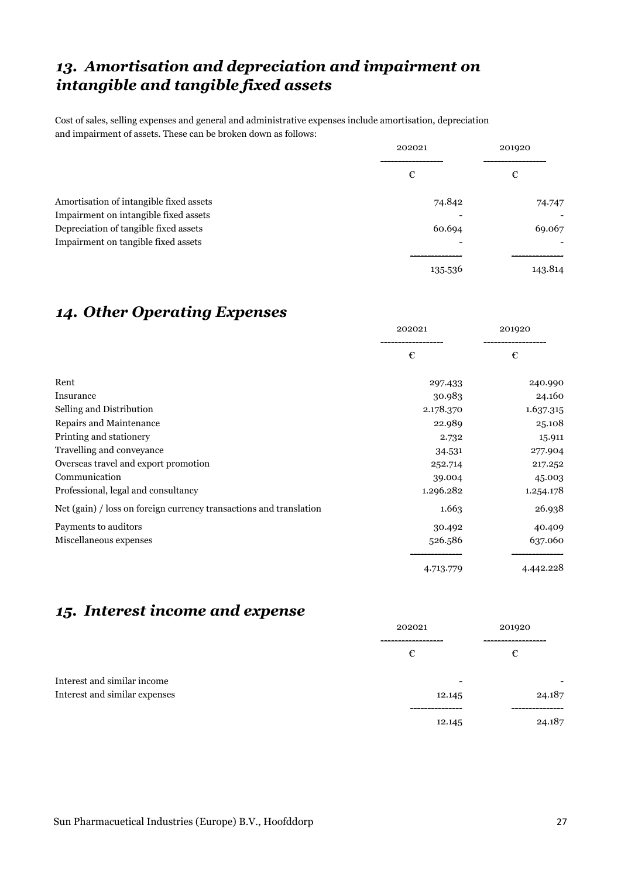## *13. Amortisation and depreciation and impairment on intangible and tangible fixed assets*

Cost of sales, selling expenses and general and administrative expenses include amortisation, depreciation and impairment of assets. These can be broken down as follows:

| | 202021 | 201920 |
|---|---|---|
| | € | € |
| Amortisation of intangible fixed assets | 74.842 | 74.747 |
| Impairment on intangible fixed assets | - | - |
| Depreciation of tangible fixed assets | 60.694 | 69.067 |
| Impairment on tangible fixed assets | - | - |
| | 135.536 | 143.814 |

## *14. Other Operating Expenses*

| | 202021 | 201920 |
|---|---|---|
| | € | € |
| Rent | 297.433 | 240.990 |
| Insurance | 30.983 | 24.160 |
| Selling and Distribution | 2.178.370 | 1.637.315 |
| Repairs and Maintenance | 22.989 | 25.108 |
| Printing and stationery | 2.732 | 15.911 |
| Travelling and conveyance | 34.531 | 277.904 |
| Overseas travel and export promotion | 252.714 | 217.252 |
| Communication | 39.004 | 45.003 |
| Professional, legal and consultancy | 1.296.282 | 1.254.178 |
| Net (gain) / loss on foreign currency transactions and translation | 1.663 | 26.938 |
| Payments to auditors | 30.492 | 40.409 |
| Miscellaneous expenses | 526.586 | 637.060 |
| | 4.713.779 | 4.442.228 |

## *15. Interest income and expense*

| | 202021 | 201920 |
|---|---|---|
| | € | € |
| Interest and similar income | - | - |
| Interest and similar expenses | 12.145 | 24.187 |
| | 12.145 | 24.187 |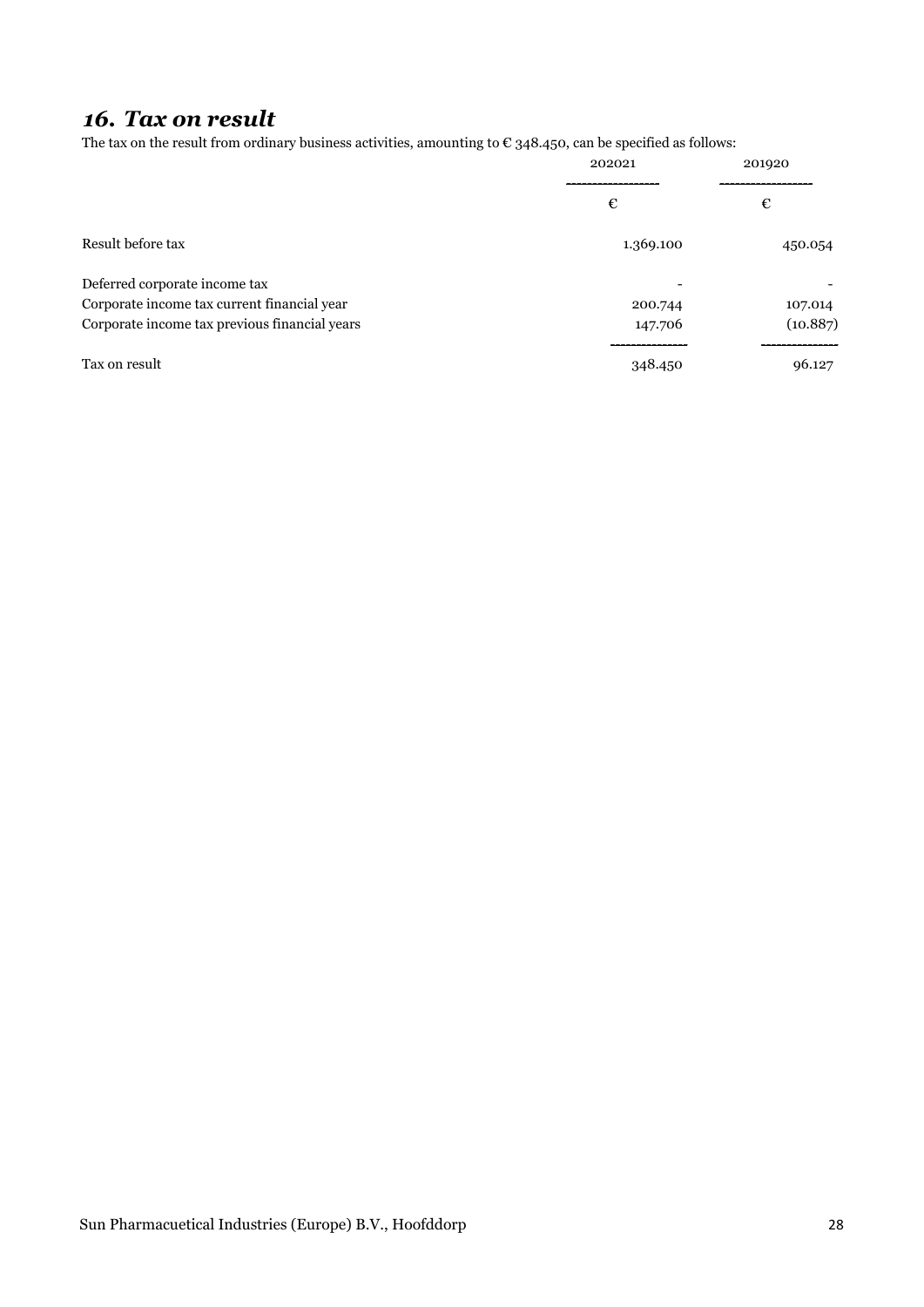## *16. Tax on result*

The tax on the result from ordinary business activities, amounting to € 348.450, can be specified as follows:

| | 202021 | 201920 |
|---|---|---|
| | € | € |
| Result before tax | 1.369.100 | 450.054 |
| Deferred corporate income tax | - | - |
| Corporate income tax current financial year | 200.744 | 107.014 |
| Corporate income tax previous financial years | 147.706 | (10.887) |
| Tax on result | 348.450 | 96.127 |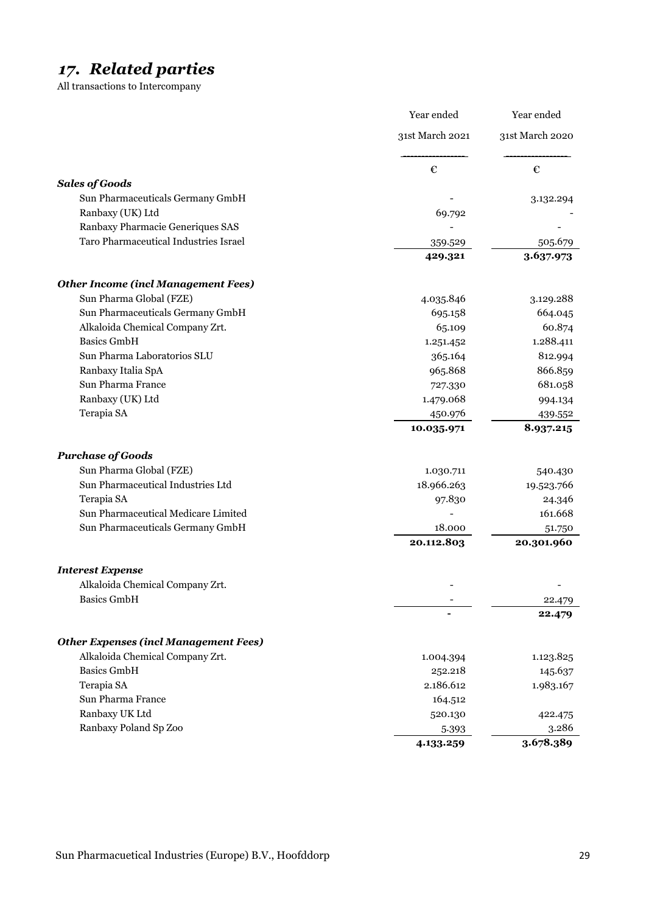# *17. Related parties*

All transactions to Intercompany

| | Year ended 31st March 2021 | Year ended 31st March 2020 |
|---|---|---|
| | € | € |
| ***Sales of Goods*** | | |
| Sun Pharmaceuticals Germany GmbH | - | 3.132.294 |
| Ranbaxy (UK) Ltd | 69.792 | - |
| Ranbaxy Pharmacie Generiques SAS | - | - |
| Taro Pharmaceutical Industries Israel | 359.529 | 505.679 |
| | **429.321** | **3.637.973** |
| ***Other Income (incl Management Fees)*** | | |
| Sun Pharma Global (FZE) | 4.035.846 | 3.129.288 |
| Sun Pharmaceuticals Germany GmbH | 695.158 | 664.045 |
| Alkaloida Chemical Company Zrt. | 65.109 | 60.874 |
| Basics GmbH | 1.251.452 | 1.288.411 |
| Sun Pharma Laboratorios SLU | 365.164 | 812.994 |
| Ranbaxy Italia SpA | 965.868 | 866.859 |
| Sun Pharma France | 727.330 | 681.058 |
| Ranbaxy (UK) Ltd | 1.479.068 | 994.134 |
| Terapia SA | 450.976 | 439.552 |
| | **10.035.971** | **8.937.215** |
| ***Purchase of Goods*** | | |
| Sun Pharma Global (FZE) | 1.030.711 | 540.430 |
| Sun Pharmaceutical Industries Ltd | 18.966.263 | 19.523.766 |
| Terapia SA | 97.830 | 24.346 |
| Sun Pharmaceutical Medicare Limited | - | 161.668 |
| Sun Pharmaceuticals Germany GmbH | 18.000 | 51.750 |
| | **20.112.803** | **20.301.960** |
| ***Interest Expense*** | | |
| Alkaloida Chemical Company Zrt. | - | - |
| Basics GmbH | - | 22.479 |
| | **-** | **22.479** |
| ***Other Expenses (incl Management Fees)*** | | |
| Alkaloida Chemical Company Zrt. | 1.004.394 | 1.123.825 |
| Basics GmbH | 252.218 | 145.637 |
| Terapia SA | 2.186.612 | 1.983.167 |
| Sun Pharma France | 164.512 | |
| Ranbaxy UK Ltd | 520.130 | 422.475 |
| Ranbaxy Poland Sp Zoo | 5.393 | 3.286 |
| | **4.133.259** | **3.678.389** |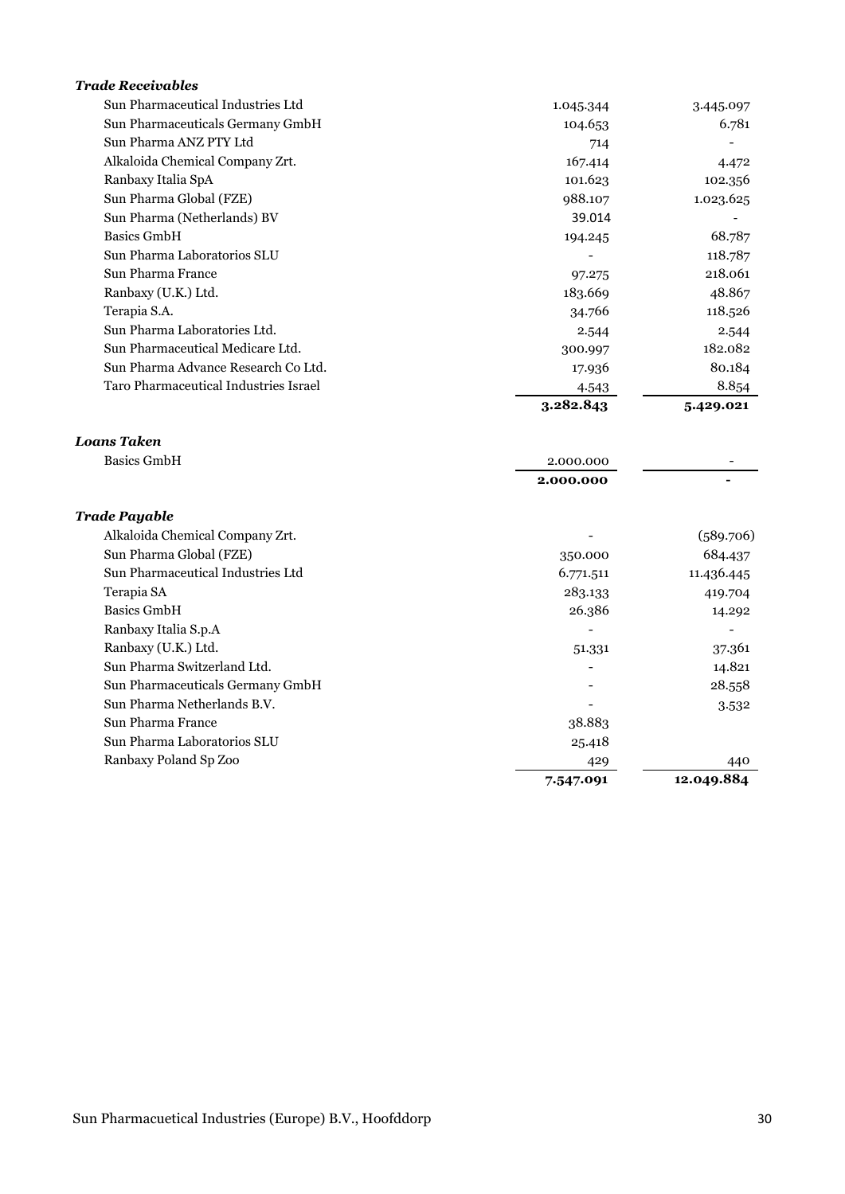***Trade Receivables***

| | | |
|---|---|---|
| Sun Pharmaceutical Industries Ltd | 1.045.344 | 3.445.097 |
| Sun Pharmaceuticals Germany GmbH | 104.653 | 6.781 |
| Sun Pharma ANZ PTY Ltd | 714 | - |
| Alkaloida Chemical Company Zrt. | 167.414 | 4.472 |
| Ranbaxy Italia SpA | 101.623 | 102.356 |
| Sun Pharma Global (FZE) | 988.107 | 1.023.625 |
| Sun Pharma (Netherlands) BV | 39.014 | - |
| Basics GmbH | 194.245 | 68.787 |
| Sun Pharma Laboratorios SLU | - | 118.787 |
| Sun Pharma France | 97.275 | 218.061 |
| Ranbaxy (U.K.) Ltd. | 183.669 | 48.867 |
| Terapia S.A. | 34.766 | 118.526 |
| Sun Pharma Laboratories Ltd. | 2.544 | 2.544 |
| Sun Pharmaceutical Medicare Ltd. | 300.997 | 182.082 |
| Sun Pharma Advance Research Co Ltd. | 17.936 | 80.184 |
| Taro Pharmaceutical Industries Israel | 4.543 | 8.854 |
| | **3.282.843** | **5.429.021** |

***Loans Taken***

| | | |
|---|---|---|
| Basics GmbH | 2.000.000 | - |
| | **2.000.000** | **-** |

***Trade Payable***

| | | |
|---|---|---|
| Alkaloida Chemical Company Zrt. | - | (589.706) |
| Sun Pharma Global (FZE) | 350.000 | 684.437 |
| Sun Pharmaceutical Industries Ltd | 6.771.511 | 11.436.445 |
| Terapia SA | 283.133 | 419.704 |
| Basics GmbH | 26.386 | 14.292 |
| Ranbaxy Italia S.p.A | - | - |
| Ranbaxy (U.K.) Ltd. | 51.331 | 37.361 |
| Sun Pharma Switzerland Ltd. | - | 14.821 |
| Sun Pharmaceuticals Germany GmbH | - | 28.558 |
| Sun Pharma Netherlands B.V. | - | 3.532 |
| Sun Pharma France | 38.883 | |
| Sun Pharma Laboratorios SLU | 25.418 | |
| Ranbaxy Poland Sp Zoo | 429 | 440 |
| | **7.547.091** | **12.049.884** |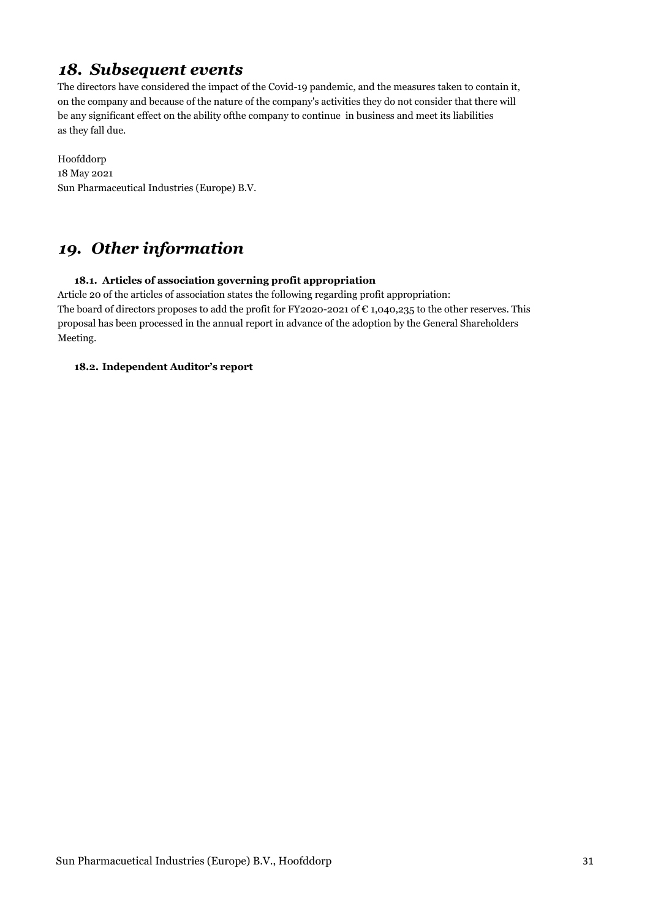## *18. Subsequent events*

The directors have considered the impact of the Covid-19 pandemic, and the measures taken to contain it, on the company and because of the nature of the company's activities they do not consider that there will be any significant effect on the ability ofthe company to continue in business and meet its liabilities as they fall due.

Hoofddorp
18 May 2021
Sun Pharmaceutical Industries (Europe) B.V.

## *19. Other information*

### 18.1. Articles of association governing profit appropriation

Article 20 of the articles of association states the following regarding profit appropriation:
The board of directors proposes to add the profit for FY2020-2021 of € 1,040,235 to the other reserves. This proposal has been processed in the annual report in advance of the adoption by the General Shareholders Meeting.

### 18.2. Independent Auditor's report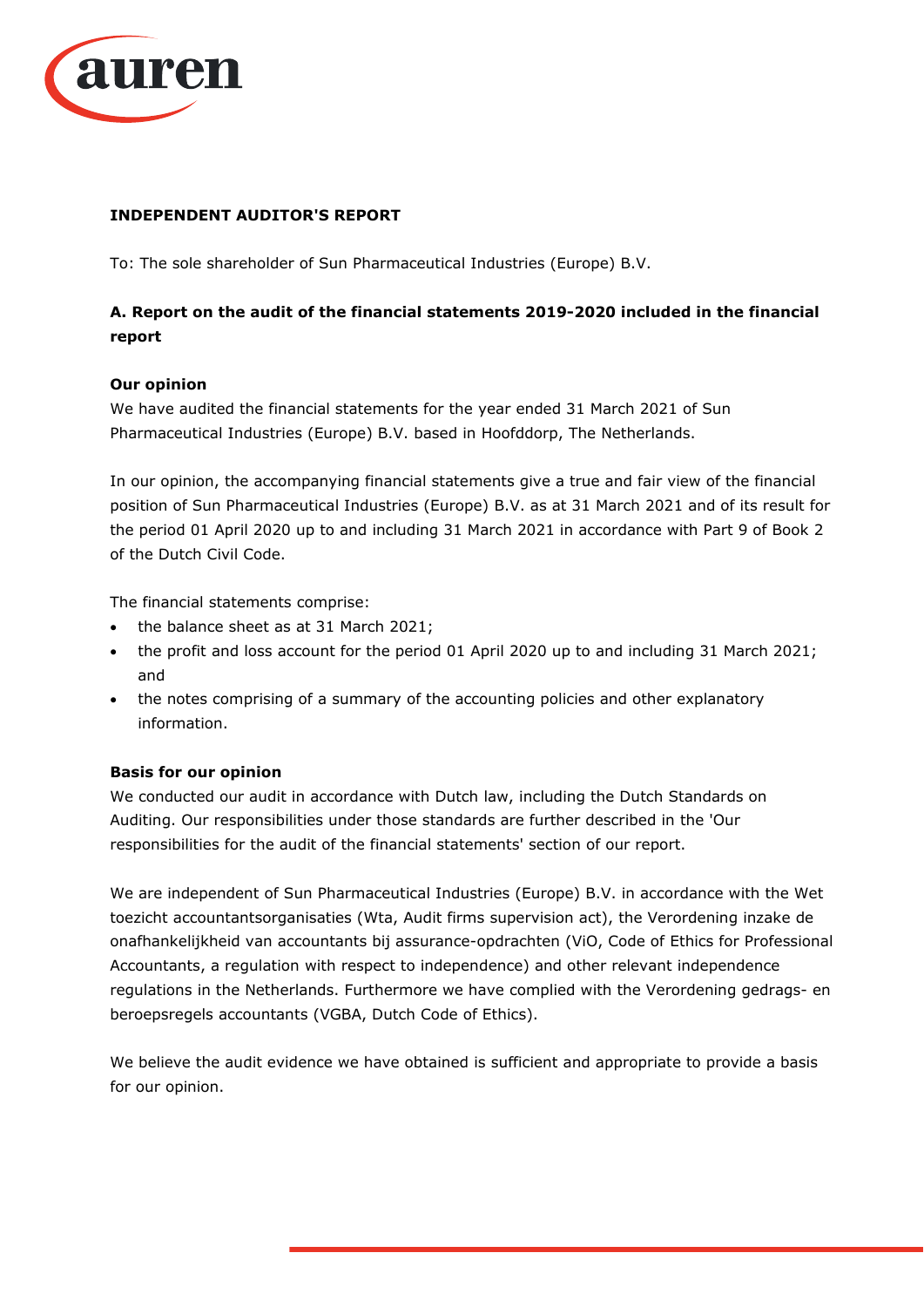# INDEPENDENT AUDITOR'S REPORT

To: The sole shareholder of Sun Pharmaceutical Industries (Europe) B.V.

## A. Report on the audit of the financial statements 2019-2020 included in the financial report

### Our opinion

We have audited the financial statements for the year ended 31 March 2021 of Sun Pharmaceutical Industries (Europe) B.V. based in Hoofddorp, The Netherlands.

In our opinion, the accompanying financial statements give a true and fair view of the financial position of Sun Pharmaceutical Industries (Europe) B.V. as at 31 March 2021 and of its result for the period 01 April 2020 up to and including 31 March 2021 in accordance with Part 9 of Book 2 of the Dutch Civil Code.

The financial statements comprise:

- the balance sheet as at 31 March 2021;
- the profit and loss account for the period 01 April 2020 up to and including 31 March 2021; and
- the notes comprising of a summary of the accounting policies and other explanatory information.

### Basis for our opinion

We conducted our audit in accordance with Dutch law, including the Dutch Standards on Auditing. Our responsibilities under those standards are further described in the 'Our responsibilities for the audit of the financial statements' section of our report.

We are independent of Sun Pharmaceutical Industries (Europe) B.V. in accordance with the Wet toezicht accountantsorganisaties (Wta, Audit firms supervision act), the Verordening inzake de onafhankelijkheid van accountants bij assurance-opdrachten (ViO, Code of Ethics for Professional Accountants, a regulation with respect to independence) and other relevant independence regulations in the Netherlands. Furthermore we have complied with the Verordening gedrags- en beroepsregels accountants (VGBA, Dutch Code of Ethics).

We believe the audit evidence we have obtained is sufficient and appropriate to provide a basis for our opinion.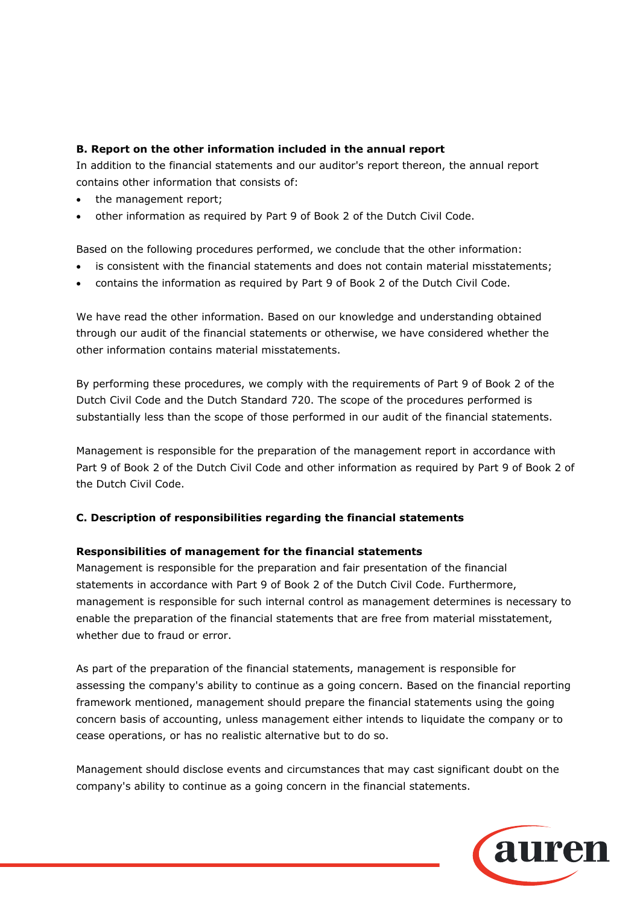**B. Report on the other information included in the annual report**

In addition to the financial statements and our auditor's report thereon, the annual report contains other information that consists of:

- the management report;
- other information as required by Part 9 of Book 2 of the Dutch Civil Code.

Based on the following procedures performed, we conclude that the other information:

- is consistent with the financial statements and does not contain material misstatements;
- contains the information as required by Part 9 of Book 2 of the Dutch Civil Code.

We have read the other information. Based on our knowledge and understanding obtained through our audit of the financial statements or otherwise, we have considered whether the other information contains material misstatements.

By performing these procedures, we comply with the requirements of Part 9 of Book 2 of the Dutch Civil Code and the Dutch Standard 720. The scope of the procedures performed is substantially less than the scope of those performed in our audit of the financial statements.

Management is responsible for the preparation of the management report in accordance with Part 9 of Book 2 of the Dutch Civil Code and other information as required by Part 9 of Book 2 of the Dutch Civil Code.

**C. Description of responsibilities regarding the financial statements**

**Responsibilities of management for the financial statements**

Management is responsible for the preparation and fair presentation of the financial statements in accordance with Part 9 of Book 2 of the Dutch Civil Code. Furthermore, management is responsible for such internal control as management determines is necessary to enable the preparation of the financial statements that are free from material misstatement, whether due to fraud or error.

As part of the preparation of the financial statements, management is responsible for assessing the company's ability to continue as a going concern. Based on the financial reporting framework mentioned, management should prepare the financial statements using the going concern basis of accounting, unless management either intends to liquidate the company or to cease operations, or has no realistic alternative but to do so.

Management should disclose events and circumstances that may cast significant doubt on the company's ability to continue as a going concern in the financial statements.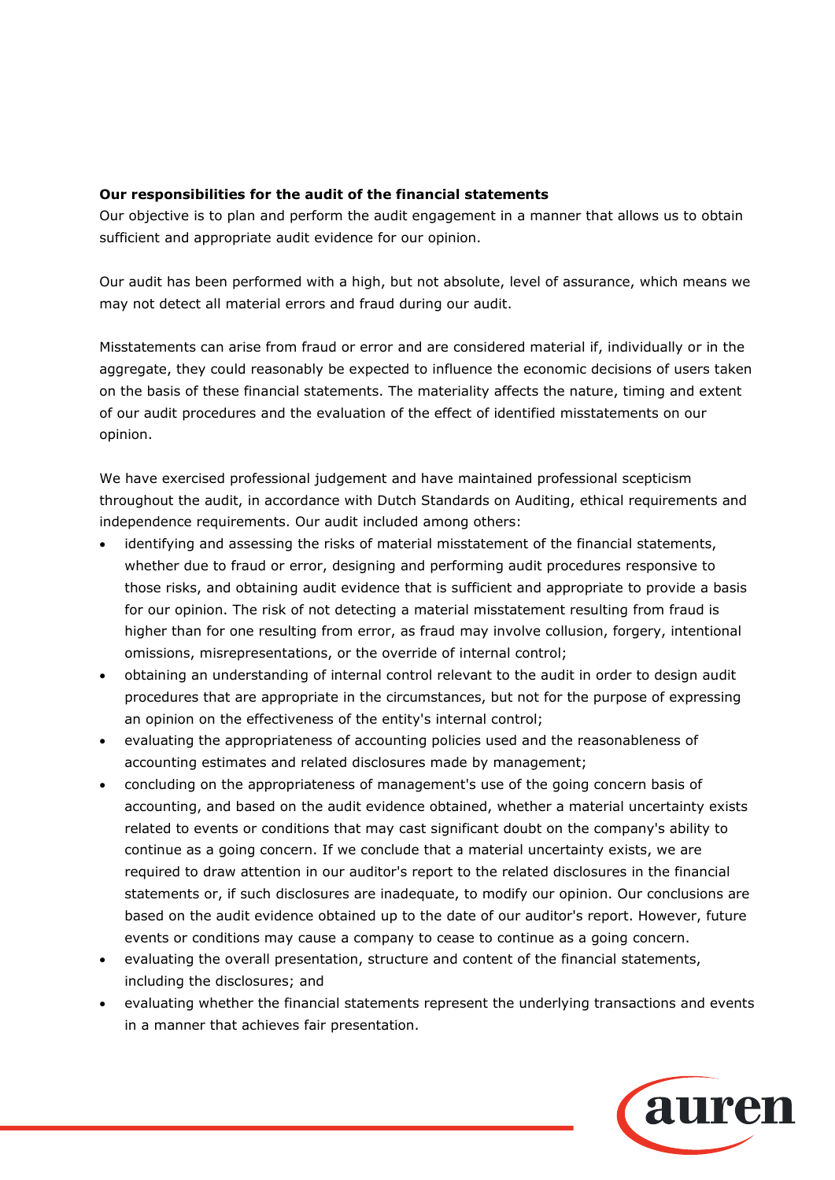**Our responsibilities for the audit of the financial statements**

Our objective is to plan and perform the audit engagement in a manner that allows us to obtain sufficient and appropriate audit evidence for our opinion.

Our audit has been performed with a high, but not absolute, level of assurance, which means we may not detect all material errors and fraud during our audit.

Misstatements can arise from fraud or error and are considered material if, individually or in the aggregate, they could reasonably be expected to influence the economic decisions of users taken on the basis of these financial statements. The materiality affects the nature, timing and extent of our audit procedures and the evaluation of the effect of identified misstatements on our opinion.

We have exercised professional judgement and have maintained professional scepticism throughout the audit, in accordance with Dutch Standards on Auditing, ethical requirements and independence requirements. Our audit included among others:

- identifying and assessing the risks of material misstatement of the financial statements, whether due to fraud or error, designing and performing audit procedures responsive to those risks, and obtaining audit evidence that is sufficient and appropriate to provide a basis for our opinion. The risk of not detecting a material misstatement resulting from fraud is higher than for one resulting from error, as fraud may involve collusion, forgery, intentional omissions, misrepresentations, or the override of internal control;
- obtaining an understanding of internal control relevant to the audit in order to design audit procedures that are appropriate in the circumstances, but not for the purpose of expressing an opinion on the effectiveness of the entity's internal control;
- evaluating the appropriateness of accounting policies used and the reasonableness of accounting estimates and related disclosures made by management;
- concluding on the appropriateness of management's use of the going concern basis of accounting, and based on the audit evidence obtained, whether a material uncertainty exists related to events or conditions that may cast significant doubt on the company's ability to continue as a going concern. If we conclude that a material uncertainty exists, we are required to draw attention in our auditor's report to the related disclosures in the financial statements or, if such disclosures are inadequate, to modify our opinion. Our conclusions are based on the audit evidence obtained up to the date of our auditor's report. However, future events or conditions may cause a company to cease to continue as a going concern.
- evaluating the overall presentation, structure and content of the financial statements, including the disclosures; and
- evaluating whether the financial statements represent the underlying transactions and events in a manner that achieves fair presentation.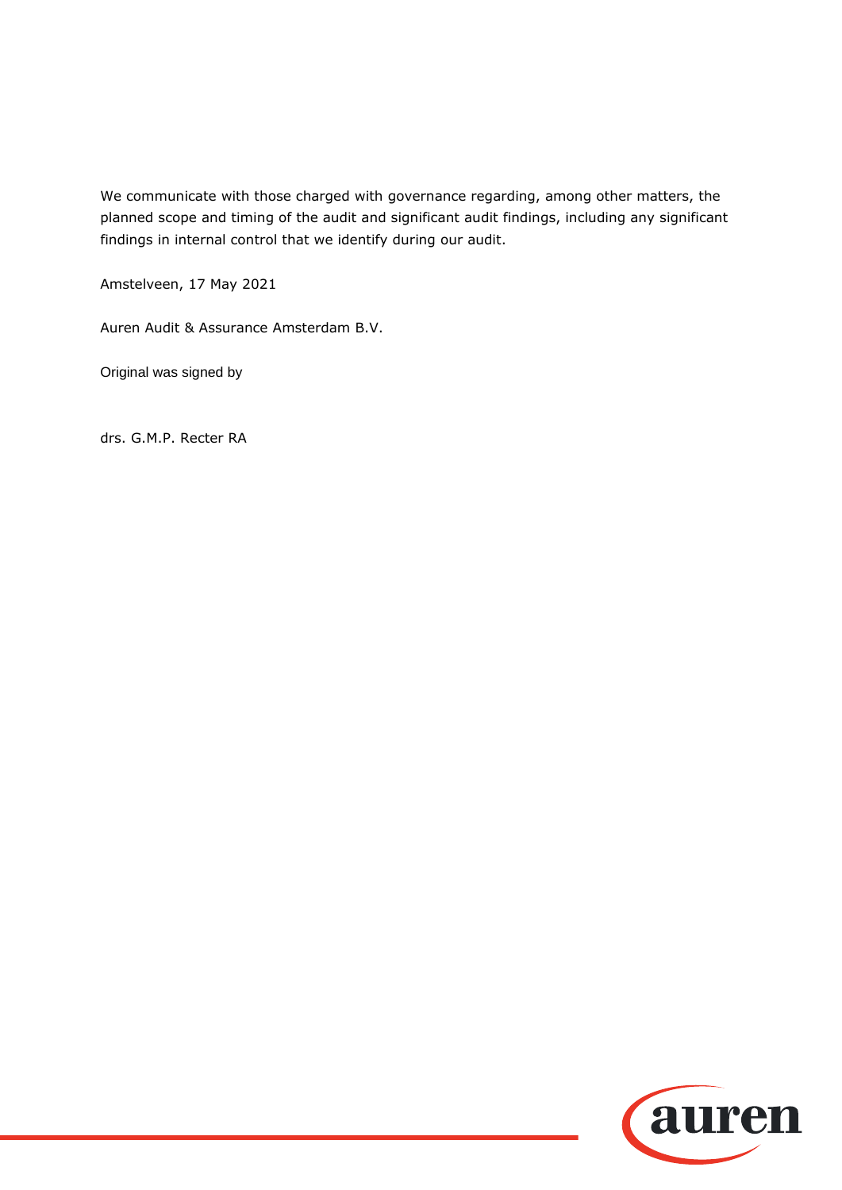We communicate with those charged with governance regarding, among other matters, the planned scope and timing of the audit and significant audit findings, including any significant findings in internal control that we identify during our audit.

Amstelveen, 17 May 2021

Auren Audit & Assurance Amsterdam B.V.

Original was signed by

drs. G.M.P. Recter RA